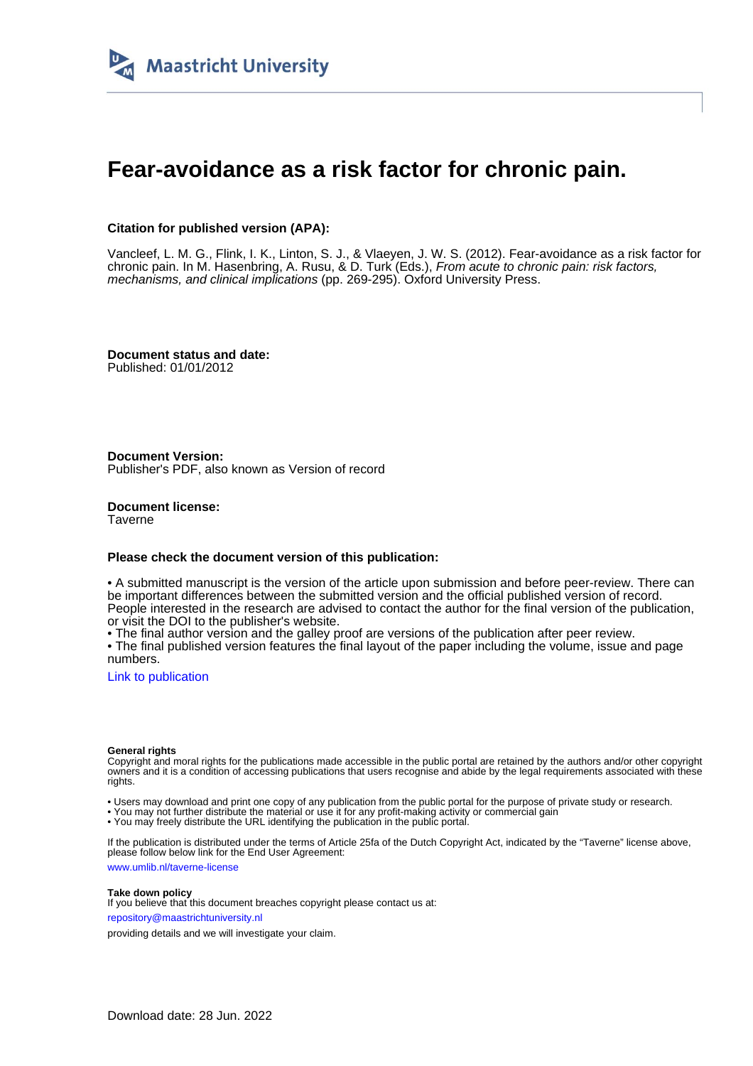Maastricht University

# Fear-avoidance as a risk factor for chronic pain.

**Citation for published version (APA):**

Vancleef, L. M. G., Flink, I. K., Linton, S. J., & Vlaeyen, J. W. S. (2012). Fear-avoidance as a risk factor for chronic pain. In M. Hasenbring, A. Rusu, & D. Turk (Eds.), *From acute to chronic pain: risk factors, mechanisms, and clinical implications* (pp. 269-295). Oxford University Press.

**Document status and date:**
Published: 01/01/2012

**Document Version:**
Publisher's PDF, also known as Version of record

**Document license:**
Taverne

**Please check the document version of this publication:**

• A submitted manuscript is the version of the article upon submission and before peer-review. There can be important differences between the submitted version and the official published version of record. People interested in the research are advised to contact the author for the final version of the publication, or visit the DOI to the publisher's website.
• The final author version and the galley proof are versions of the publication after peer review.
• The final published version features the final layout of the paper including the volume, issue and page numbers.

Link to publication

**General rights**
Copyright and moral rights for the publications made accessible in the public portal are retained by the authors and/or other copyright owners and it is a condition of accessing publications that users recognise and abide by the legal requirements associated with these rights.

• Users may download and print one copy of any publication from the public portal for the purpose of private study or research.
• You may not further distribute the material or use it for any profit-making activity or commercial gain
• You may freely distribute the URL identifying the publication in the public portal.

If the publication is distributed under the terms of Article 25fa of the Dutch Copyright Act, indicated by the "Taverne" license above, please follow below link for the End User Agreement:

www.umlib.nl/taverne-license

**Take down policy**
If you believe that this document breaches copyright please contact us at:

repository@maastrichtuniversity.nl

providing details and we will investigate your claim.

Download date: 28 Jun. 2022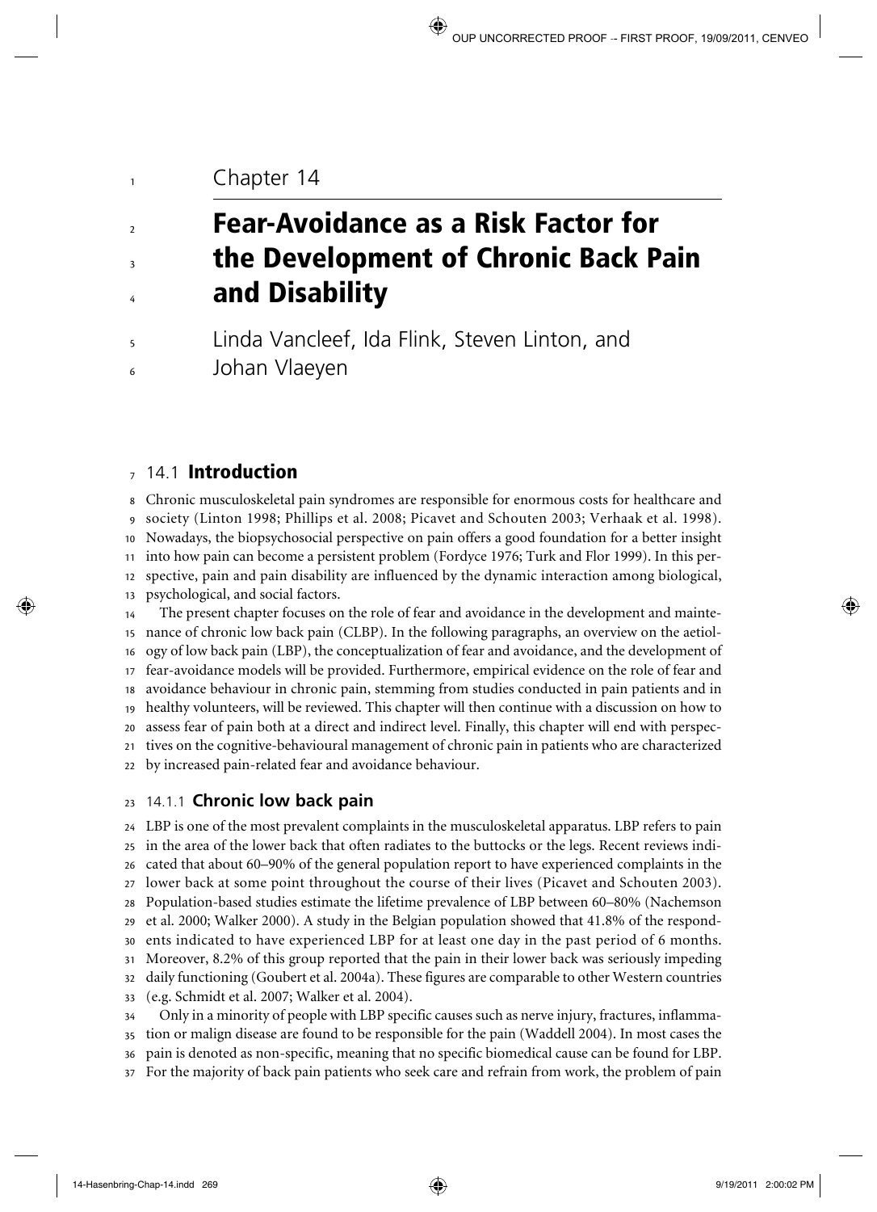Chapter 14

# Fear-Avoidance as a Risk Factor for the Development of Chronic Back Pain and Disability

Linda Vancleef, Ida Flink, Steven Linton, and Johan Vlaeyen

## 14.1 Introduction

Chronic musculoskeletal pain syndromes are responsible for enormous costs for healthcare and society (Linton 1998; Phillips et al. 2008; Picavet and Schouten 2003; Verhaak et al. 1998). Nowadays, the biopsychosocial perspective on pain offers a good foundation for a better insight into how pain can become a persistent problem (Fordyce 1976; Turk and Flor 1999). In this perspective, pain and pain disability are influenced by the dynamic interaction among biological, psychological, and social factors.

The present chapter focuses on the role of fear and avoidance in the development and maintenance of chronic low back pain (CLBP). In the following paragraphs, an overview on the aetiology of low back pain (LBP), the conceptualization of fear and avoidance, and the development of fear-avoidance models will be provided. Furthermore, empirical evidence on the role of fear and avoidance behaviour in chronic pain, stemming from studies conducted in pain patients and in healthy volunteers, will be reviewed. This chapter will then continue with a discussion on how to assess fear of pain both at a direct and indirect level. Finally, this chapter will end with perspectives on the cognitive-behavioural management of chronic pain in patients who are characterized by increased pain-related fear and avoidance behaviour.

### 14.1.1 Chronic low back pain

LBP is one of the most prevalent complaints in the musculoskeletal apparatus. LBP refers to pain in the area of the lower back that often radiates to the buttocks or the legs. Recent reviews indicated that about 60–90% of the general population report to have experienced complaints in the lower back at some point throughout the course of their lives (Picavet and Schouten 2003). Population-based studies estimate the lifetime prevalence of LBP between 60–80% (Nachemson et al. 2000; Walker 2000). A study in the Belgian population showed that 41.8% of the respondents indicated to have experienced LBP for at least one day in the past period of 6 months. Moreover, 8.2% of this group reported that the pain in their lower back was seriously impeding daily functioning (Goubert et al. 2004a). These figures are comparable to other Western countries (e.g. Schmidt et al. 2007; Walker et al. 2004).

Only in a minority of people with LBP specific causes such as nerve injury, fractures, inflammation or malign disease are found to be responsible for the pain (Waddell 2004). In most cases the pain is denoted as non-specific, meaning that no specific biomedical cause can be found for LBP. For the majority of back pain patients who seek care and refrain from work, the problem of pain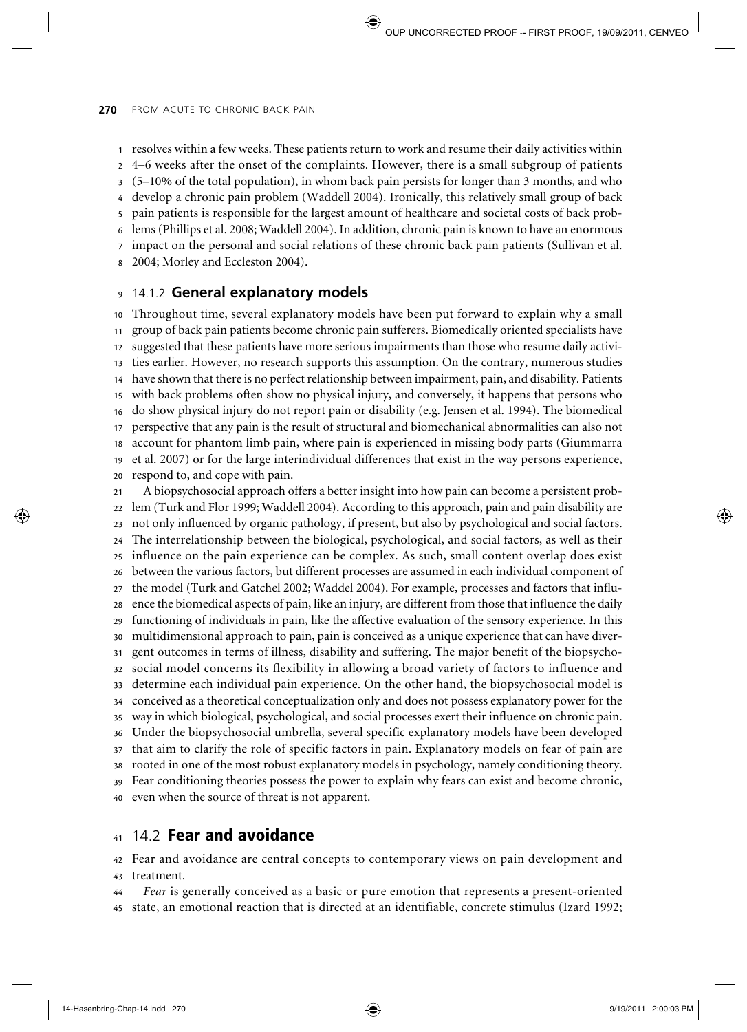resolves within a few weeks. These patients return to work and resume their daily activities within 4–6 weeks after the onset of the complaints. However, there is a small subgroup of patients (5–10% of the total population), in whom back pain persists for longer than 3 months, and who develop a chronic pain problem (Waddell 2004). Ironically, this relatively small group of back pain patients is responsible for the largest amount of healthcare and societal costs of back problems (Phillips et al. 2008; Waddell 2004). In addition, chronic pain is known to have an enormous impact on the personal and social relations of these chronic back pain patients (Sullivan et al. 2004; Morley and Eccleston 2004).

### 14.1.2 **General explanatory models**

Throughout time, several explanatory models have been put forward to explain why a small group of back pain patients become chronic pain sufferers. Biomedically oriented specialists have suggested that these patients have more serious impairments than those who resume daily activities earlier. However, no research supports this assumption. On the contrary, numerous studies have shown that there is no perfect relationship between impairment, pain, and disability. Patients with back problems often show no physical injury, and conversely, it happens that persons who do show physical injury do not report pain or disability (e.g. Jensen et al. 1994). The biomedical perspective that any pain is the result of structural and biomechanical abnormalities can also not account for phantom limb pain, where pain is experienced in missing body parts (Giummarra et al. 2007) or for the large interindividual differences that exist in the way persons experience, respond to, and cope with pain.

A biopsychosocial approach offers a better insight into how pain can become a persistent problem (Turk and Flor 1999; Waddell 2004). According to this approach, pain and pain disability are not only influenced by organic pathology, if present, but also by psychological and social factors. The interrelationship between the biological, psychological, and social factors, as well as their influence on the pain experience can be complex. As such, small content overlap does exist between the various factors, but different processes are assumed in each individual component of the model (Turk and Gatchel 2002; Waddel 2004). For example, processes and factors that influence the biomedical aspects of pain, like an injury, are different from those that influence the daily functioning of individuals in pain, like the affective evaluation of the sensory experience. In this multidimensional approach to pain, pain is conceived as a unique experience that can have divergent outcomes in terms of illness, disability and suffering. The major benefit of the biopsychosocial model concerns its flexibility in allowing a broad variety of factors to influence and determine each individual pain experience. On the other hand, the biopsychosocial model is conceived as a theoretical conceptualization only and does not possess explanatory power for the way in which biological, psychological, and social processes exert their influence on chronic pain. Under the biopsychosocial umbrella, several specific explanatory models have been developed that aim to clarify the role of specific factors in pain. Explanatory models on fear of pain are rooted in one of the most robust explanatory models in psychology, namely conditioning theory. Fear conditioning theories possess the power to explain why fears can exist and become chronic, even when the source of threat is not apparent.

## 14.2 **Fear and avoidance**

Fear and avoidance are central concepts to contemporary views on pain development and treatment.

*Fear* is generally conceived as a basic or pure emotion that represents a present-oriented state, an emotional reaction that is directed at an identifiable, concrete stimulus (Izard 1992;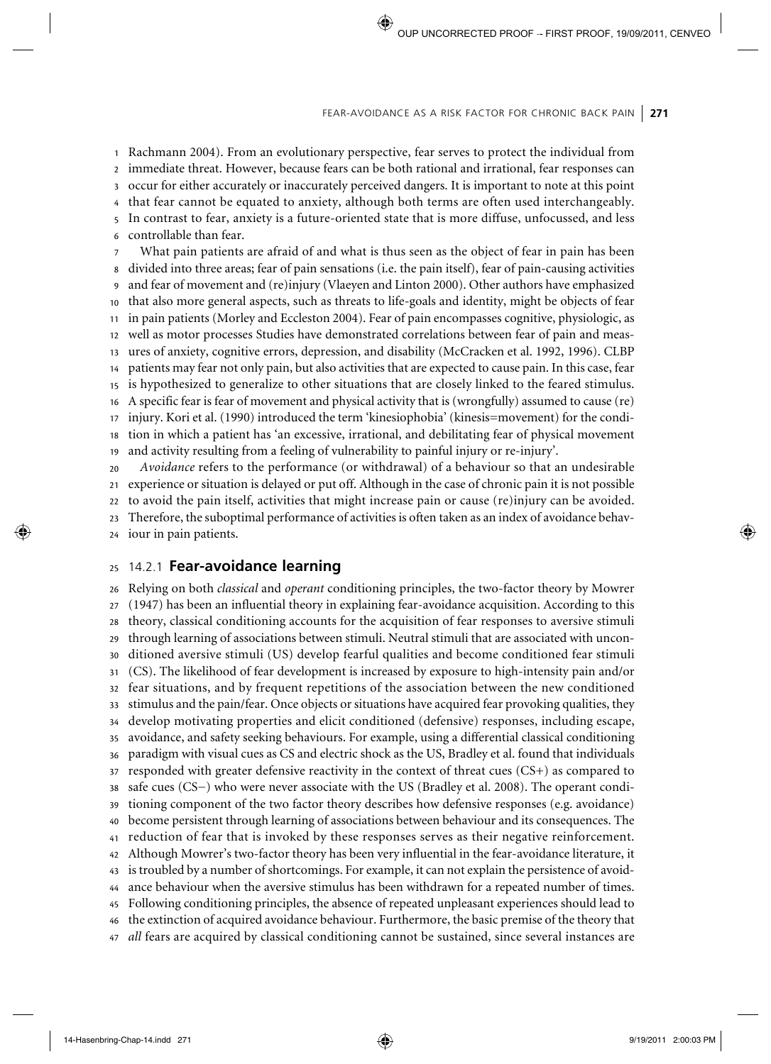Rachmann 2004). From an evolutionary perspective, fear serves to protect the individual from immediate threat. However, because fears can be both rational and irrational, fear responses can occur for either accurately or inaccurately perceived dangers. It is important to note at this point that fear cannot be equated to anxiety, although both terms are often used interchangeably. In contrast to fear, anxiety is a future-oriented state that is more diffuse, unfocussed, and less controllable than fear.

What pain patients are afraid of and what is thus seen as the object of fear in pain has been divided into three areas; fear of pain sensations (i.e. the pain itself), fear of pain-causing activities and fear of movement and (re)injury (Vlaeyen and Linton 2000). Other authors have emphasized that also more general aspects, such as threats to life-goals and identity, might be objects of fear in pain patients (Morley and Eccleston 2004). Fear of pain encompasses cognitive, physiologic, as well as motor processes Studies have demonstrated correlations between fear of pain and measures of anxiety, cognitive errors, depression, and disability (McCracken et al. 1992, 1996). CLBP patients may fear not only pain, but also activities that are expected to cause pain. In this case, fear is hypothesized to generalize to other situations that are closely linked to the feared stimulus. A specific fear is fear of movement and physical activity that is (wrongfully) assumed to cause (re) injury. Kori et al. (1990) introduced the term 'kinesiophobia' (kinesis=movement) for the condition in which a patient has 'an excessive, irrational, and debilitating fear of physical movement and activity resulting from a feeling of vulnerability to painful injury or re-injury'.

*Avoidance* refers to the performance (or withdrawal) of a behaviour so that an undesirable experience or situation is delayed or put off. Although in the case of chronic pain it is not possible to avoid the pain itself, activities that might increase pain or cause (re)injury can be avoided. Therefore, the suboptimal performance of activities is often taken as an index of avoidance behaviour in pain patients.

### 14.2.1 **Fear-avoidance learning**

Relying on both *classical* and *operant* conditioning principles, the two-factor theory by Mowrer (1947) has been an influential theory in explaining fear-avoidance acquisition. According to this theory, classical conditioning accounts for the acquisition of fear responses to aversive stimuli through learning of associations between stimuli. Neutral stimuli that are associated with unconditioned aversive stimuli (US) develop fearful qualities and become conditioned fear stimuli (CS). The likelihood of fear development is increased by exposure to high-intensity pain and/or fear situations, and by frequent repetitions of the association between the new conditioned stimulus and the pain/fear. Once objects or situations have acquired fear provoking qualities, they develop motivating properties and elicit conditioned (defensive) responses, including escape, avoidance, and safety seeking behaviours. For example, using a differential classical conditioning paradigm with visual cues as CS and electric shock as the US, Bradley et al. found that individuals responded with greater defensive reactivity in the context of threat cues (CS+) as compared to safe cues (CS−) who were never associate with the US (Bradley et al. 2008). The operant conditioning component of the two factor theory describes how defensive responses (e.g. avoidance) become persistent through learning of associations between behaviour and its consequences. The reduction of fear that is invoked by these responses serves as their negative reinforcement. Although Mowrer's two-factor theory has been very influential in the fear-avoidance literature, it is troubled by a number of shortcomings. For example, it can not explain the persistence of avoidance behaviour when the aversive stimulus has been withdrawn for a repeated number of times. Following conditioning principles, the absence of repeated unpleasant experiences should lead to the extinction of acquired avoidance behaviour. Furthermore, the basic premise of the theory that *all* fears are acquired by classical conditioning cannot be sustained, since several instances are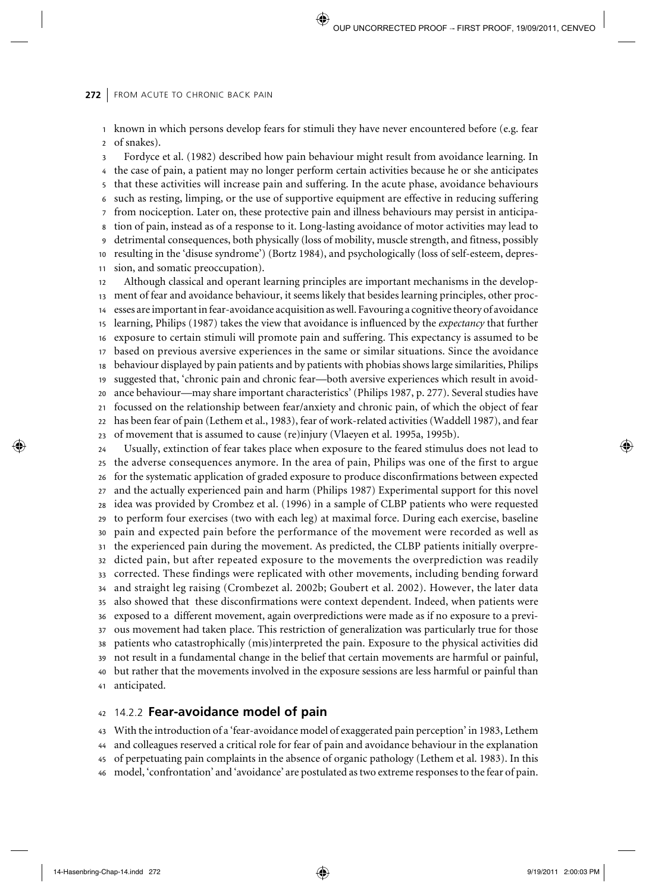known in which persons develop fears for stimuli they have never encountered before (e.g. fear of snakes).

Fordyce et al. (1982) described how pain behaviour might result from avoidance learning. In the case of pain, a patient may no longer perform certain activities because he or she anticipates that these activities will increase pain and suffering. In the acute phase, avoidance behaviours such as resting, limping, or the use of supportive equipment are effective in reducing suffering from nociception. Later on, these protective pain and illness behaviours may persist in anticipation of pain, instead as of a response to it. Long-lasting avoidance of motor activities may lead to detrimental consequences, both physically (loss of mobility, muscle strength, and fitness, possibly resulting in the 'disuse syndrome') (Bortz 1984), and psychologically (loss of self-esteem, depression, and somatic preoccupation).

Although classical and operant learning principles are important mechanisms in the development of fear and avoidance behaviour, it seems likely that besides learning principles, other processes are important in fear-avoidance acquisition as well. Favouring a cognitive theory of avoidance learning, Philips (1987) takes the view that avoidance is influenced by the *expectancy* that further exposure to certain stimuli will promote pain and suffering. This expectancy is assumed to be based on previous aversive experiences in the same or similar situations. Since the avoidance behaviour displayed by pain patients and by patients with phobias shows large similarities, Philips suggested that, 'chronic pain and chronic fear—both aversive experiences which result in avoidance behaviour—may share important characteristics' (Philips 1987, p. 277). Several studies have focussed on the relationship between fear/anxiety and chronic pain, of which the object of fear has been fear of pain (Lethem et al., 1983), fear of work-related activities (Waddell 1987), and fear of movement that is assumed to cause (re)injury (Vlaeyen et al. 1995a, 1995b).

Usually, extinction of fear takes place when exposure to the feared stimulus does not lead to the adverse consequences anymore. In the area of pain, Philips was one of the first to argue for the systematic application of graded exposure to produce disconfirmations between expected and the actually experienced pain and harm (Philips 1987) Experimental support for this novel idea was provided by Crombez et al. (1996) in a sample of CLBP patients who were requested to perform four exercises (two with each leg) at maximal force. During each exercise, baseline pain and expected pain before the performance of the movement were recorded as well as the experienced pain during the movement. As predicted, the CLBP patients initially overpredicted pain, but after repeated exposure to the movements the overprediction was readily corrected. These findings were replicated with other movements, including bending forward and straight leg raising (Crombezet al. 2002b; Goubert et al. 2002). However, the later data also showed that these disconfirmations were context dependent. Indeed, when patients were exposed to a different movement, again overpredictions were made as if no exposure to a previous movement had taken place. This restriction of generalization was particularly true for those patients who catastrophically (mis)interpreted the pain. Exposure to the physical activities did not result in a fundamental change in the belief that certain movements are harmful or painful, but rather that the movements involved in the exposure sessions are less harmful or painful than anticipated.

### 14.2.2 **Fear-avoidance model of pain**

With the introduction of a 'fear-avoidance model of exaggerated pain perception' in 1983, Lethem and colleagues reserved a critical role for fear of pain and avoidance behaviour in the explanation of perpetuating pain complaints in the absence of organic pathology (Lethem et al. 1983). In this model, 'confrontation' and 'avoidance' are postulated as two extreme responses to the fear of pain.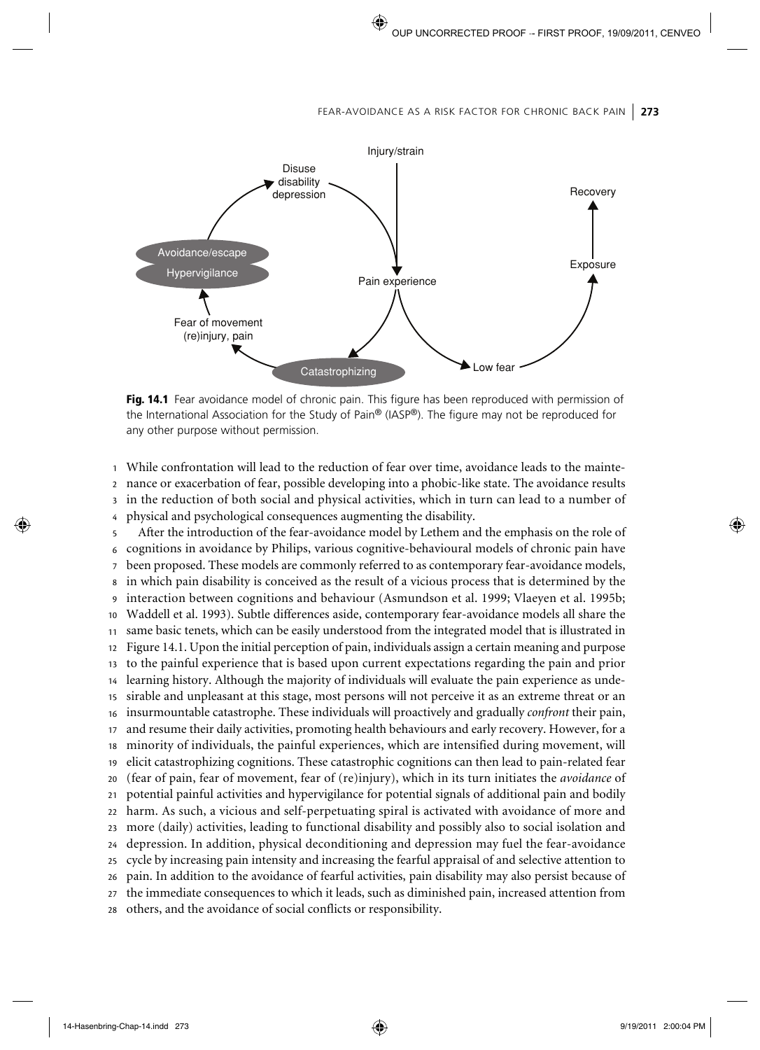**Fig. 14.1** Fear avoidance model of chronic pain. This figure has been reproduced with permission of the International Association for the Study of Pain® (IASP®). The figure may not be reproduced for any other purpose without permission.

While confrontation will lead to the reduction of fear over time, avoidance leads to the maintenance or exacerbation of fear, possible developing into a phobic-like state. The avoidance results in the reduction of both social and physical activities, which in turn can lead to a number of physical and psychological consequences augmenting the disability.

After the introduction of the fear-avoidance model by Lethem and the emphasis on the role of cognitions in avoidance by Philips, various cognitive-behavioural models of chronic pain have been proposed. These models are commonly referred to as contemporary fear-avoidance models, in which pain disability is conceived as the result of a vicious process that is determined by the interaction between cognitions and behaviour (Asmundson et al. 1999; Vlaeyen et al. 1995b; Waddell et al. 1993). Subtle differences aside, contemporary fear-avoidance models all share the same basic tenets, which can be easily understood from the integrated model that is illustrated in Figure 14.1. Upon the initial perception of pain, individuals assign a certain meaning and purpose to the painful experience that is based upon current expectations regarding the pain and prior learning history. Although the majority of individuals will evaluate the pain experience as undesirable and unpleasant at this stage, most persons will not perceive it as an extreme threat or an insurmountable catastrophe. These individuals will proactively and gradually *confront* their pain, and resume their daily activities, promoting health behaviours and early recovery. However, for a minority of individuals, the painful experiences, which are intensified during movement, will elicit catastrophizing cognitions. These catastrophic cognitions can then lead to pain-related fear (fear of pain, fear of movement, fear of (re)injury), which in its turn initiates the *avoidance* of potential painful activities and hypervigilance for potential signals of additional pain and bodily harm. As such, a vicious and self-perpetuating spiral is activated with avoidance of more and more (daily) activities, leading to functional disability and possibly also to social isolation and depression. In addition, physical deconditioning and depression may fuel the fear-avoidance cycle by increasing pain intensity and increasing the fearful appraisal of and selective attention to pain. In addition to the avoidance of fearful activities, pain disability may also persist because of the immediate consequences to which it leads, such as diminished pain, increased attention from others, and the avoidance of social conflicts or responsibility.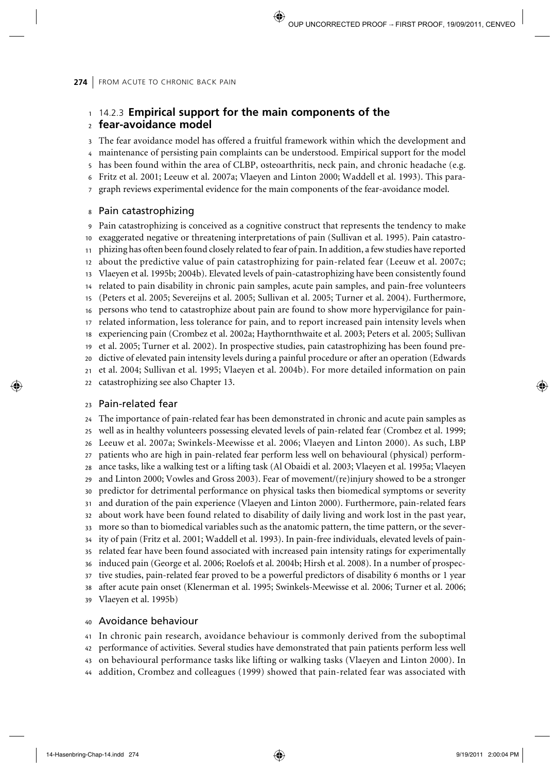### 14.2.3 **Empirical support for the main components of the fear-avoidance model**

The fear avoidance model has offered a fruitful framework within which the development and maintenance of persisting pain complaints can be understood. Empirical support for the model has been found within the area of CLBP, osteoarthritis, neck pain, and chronic headache (e.g. Fritz et al. 2001; Leeuw et al. 2007a; Vlaeyen and Linton 2000; Waddell et al. 1993). This paragraph reviews experimental evidence for the main components of the fear-avoidance model.

#### Pain catastrophizing

Pain catastrophizing is conceived as a cognitive construct that represents the tendency to make exaggerated negative or threatening interpretations of pain (Sullivan et al. 1995). Pain catastrophizing has often been found closely related to fear of pain. In addition, a few studies have reported about the predictive value of pain catastrophizing for pain-related fear (Leeuw et al. 2007c; Vlaeyen et al. 1995b; 2004b). Elevated levels of pain-catastrophizing have been consistently found related to pain disability in chronic pain samples, acute pain samples, and pain-free volunteers (Peters et al. 2005; Severeijns et al. 2005; Sullivan et al. 2005; Turner et al. 2004). Furthermore, persons who tend to catastrophize about pain are found to show more hypervigilance for pain-related information, less tolerance for pain, and to report increased pain intensity levels when experiencing pain (Crombez et al. 2002a; Haythornthwaite et al. 2003; Peters et al. 2005; Sullivan et al. 2005; Turner et al. 2002). In prospective studies, pain catastrophizing has been found predictive of elevated pain intensity levels during a painful procedure or after an operation (Edwards et al. 2004; Sullivan et al. 1995; Vlaeyen et al. 2004b). For more detailed information on pain catastrophizing see also Chapter 13.

#### Pain-related fear

The importance of pain-related fear has been demonstrated in chronic and acute pain samples as well as in healthy volunteers possessing elevated levels of pain-related fear (Crombez et al. 1999; Leeuw et al. 2007a; Swinkels-Meewisse et al. 2006; Vlaeyen and Linton 2000). As such, LBP patients who are high in pain-related fear perform less well on behavioural (physical) performance tasks, like a walking test or a lifting task (Al Obaidi et al. 2003; Vlaeyen et al. 1995a; Vlaeyen and Linton 2000; Vowles and Gross 2003). Fear of movement/(re)injury showed to be a stronger predictor for detrimental performance on physical tasks then biomedical symptoms or severity and duration of the pain experience (Vlaeyen and Linton 2000). Furthermore, pain-related fears about work have been found related to disability of daily living and work lost in the past year, more so than to biomedical variables such as the anatomic pattern, the time pattern, or the severity of pain (Fritz et al. 2001; Waddell et al. 1993). In pain-free individuals, elevated levels of pain-related fear have been found associated with increased pain intensity ratings for experimentally induced pain (George et al. 2006; Roelofs et al. 2004b; Hirsh et al. 2008). In a number of prospective studies, pain-related fear proved to be a powerful predictors of disability 6 months or 1 year after acute pain onset (Klenerman et al. 1995; Swinkels-Meewisse et al. 2006; Turner et al. 2006; Vlaeyen et al. 1995b)

#### Avoidance behaviour

In chronic pain research, avoidance behaviour is commonly derived from the suboptimal performance of activities. Several studies have demonstrated that pain patients perform less well on behavioural performance tasks like lifting or walking tasks (Vlaeyen and Linton 2000). In addition, Crombez and colleagues (1999) showed that pain-related fear was associated with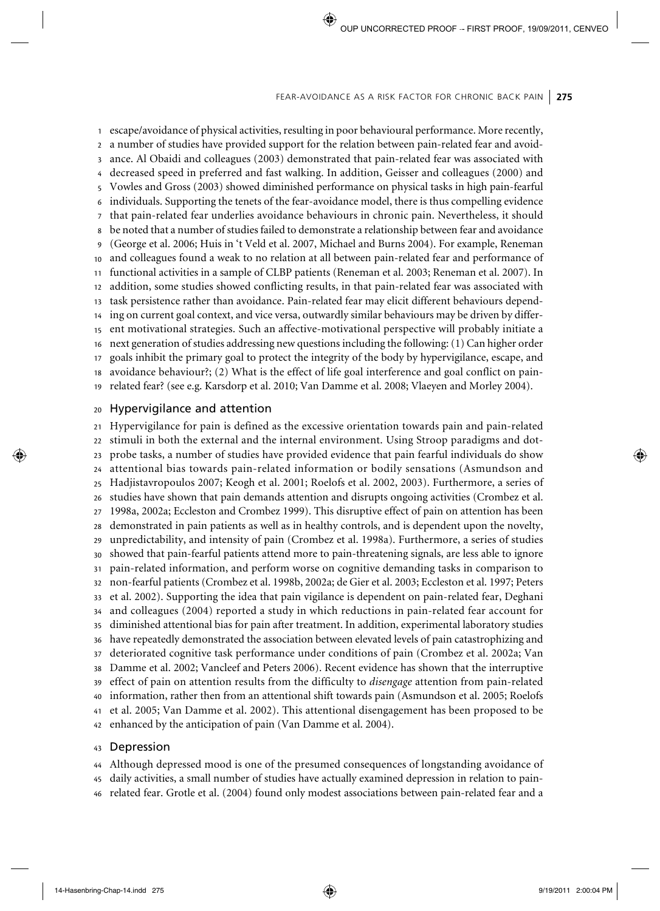escape/avoidance of physical activities, resulting in poor behavioural performance. More recently, a number of studies have provided support for the relation between pain-related fear and avoidance. Al Obaidi and colleagues (2003) demonstrated that pain-related fear was associated with decreased speed in preferred and fast walking. In addition, Geisser and colleagues (2000) and Vowles and Gross (2003) showed diminished performance on physical tasks in high pain-fearful individuals. Supporting the tenets of the fear-avoidance model, there is thus compelling evidence that pain-related fear underlies avoidance behaviours in chronic pain. Nevertheless, it should be noted that a number of studies failed to demonstrate a relationship between fear and avoidance (George et al. 2006; Huis in 't Veld et al. 2007, Michael and Burns 2004). For example, Reneman and colleagues found a weak to no relation at all between pain-related fear and performance of functional activities in a sample of CLBP patients (Reneman et al. 2003; Reneman et al. 2007). In addition, some studies showed conflicting results, in that pain-related fear was associated with task persistence rather than avoidance. Pain-related fear may elicit different behaviours depending on current goal context, and vice versa, outwardly similar behaviours may be driven by different motivational strategies. Such an affective-motivational perspective will probably initiate a next generation of studies addressing new questions including the following: (1) Can higher order goals inhibit the primary goal to protect the integrity of the body by hypervigilance, escape, and avoidance behaviour?; (2) What is the effect of life goal interference and goal conflict on pain-related fear? (see e.g. Karsdorp et al. 2010; Van Damme et al. 2008; Vlaeyen and Morley 2004).

## Hypervigilance and attention

Hypervigilance for pain is defined as the excessive orientation towards pain and pain-related stimuli in both the external and the internal environment. Using Stroop paradigms and dot-probe tasks, a number of studies have provided evidence that pain fearful individuals do show attentional bias towards pain-related information or bodily sensations (Asmundson and Hadjistavropoulos 2007; Keogh et al. 2001; Roelofs et al. 2002, 2003). Furthermore, a series of studies have shown that pain demands attention and disrupts ongoing activities (Crombez et al. 1998a, 2002a; Eccleston and Crombez 1999). This disruptive effect of pain on attention has been demonstrated in pain patients as well as in healthy controls, and is dependent upon the novelty, unpredictability, and intensity of pain (Crombez et al. 1998a). Furthermore, a series of studies showed that pain-fearful patients attend more to pain-threatening signals, are less able to ignore pain-related information, and perform worse on cognitive demanding tasks in comparison to non-fearful patients (Crombez et al. 1998b, 2002a; de Gier et al. 2003; Eccleston et al. 1997; Peters et al. 2002). Supporting the idea that pain vigilance is dependent on pain-related fear, Deghani and colleagues (2004) reported a study in which reductions in pain-related fear account for diminished attentional bias for pain after treatment. In addition, experimental laboratory studies have repeatedly demonstrated the association between elevated levels of pain catastrophizing and deteriorated cognitive task performance under conditions of pain (Crombez et al. 2002a; Van Damme et al. 2002; Vancleef and Peters 2006). Recent evidence has shown that the interruptive effect of pain on attention results from the difficulty to *disengage* attention from pain-related information, rather then from an attentional shift towards pain (Asmundson et al. 2005; Roelofs et al. 2005; Van Damme et al. 2002). This attentional disengagement has been proposed to be enhanced by the anticipation of pain (Van Damme et al. 2004).

## Depression

Although depressed mood is one of the presumed consequences of longstanding avoidance of daily activities, a small number of studies have actually examined depression in relation to pain-related fear. Grotle et al. (2004) found only modest associations between pain-related fear and a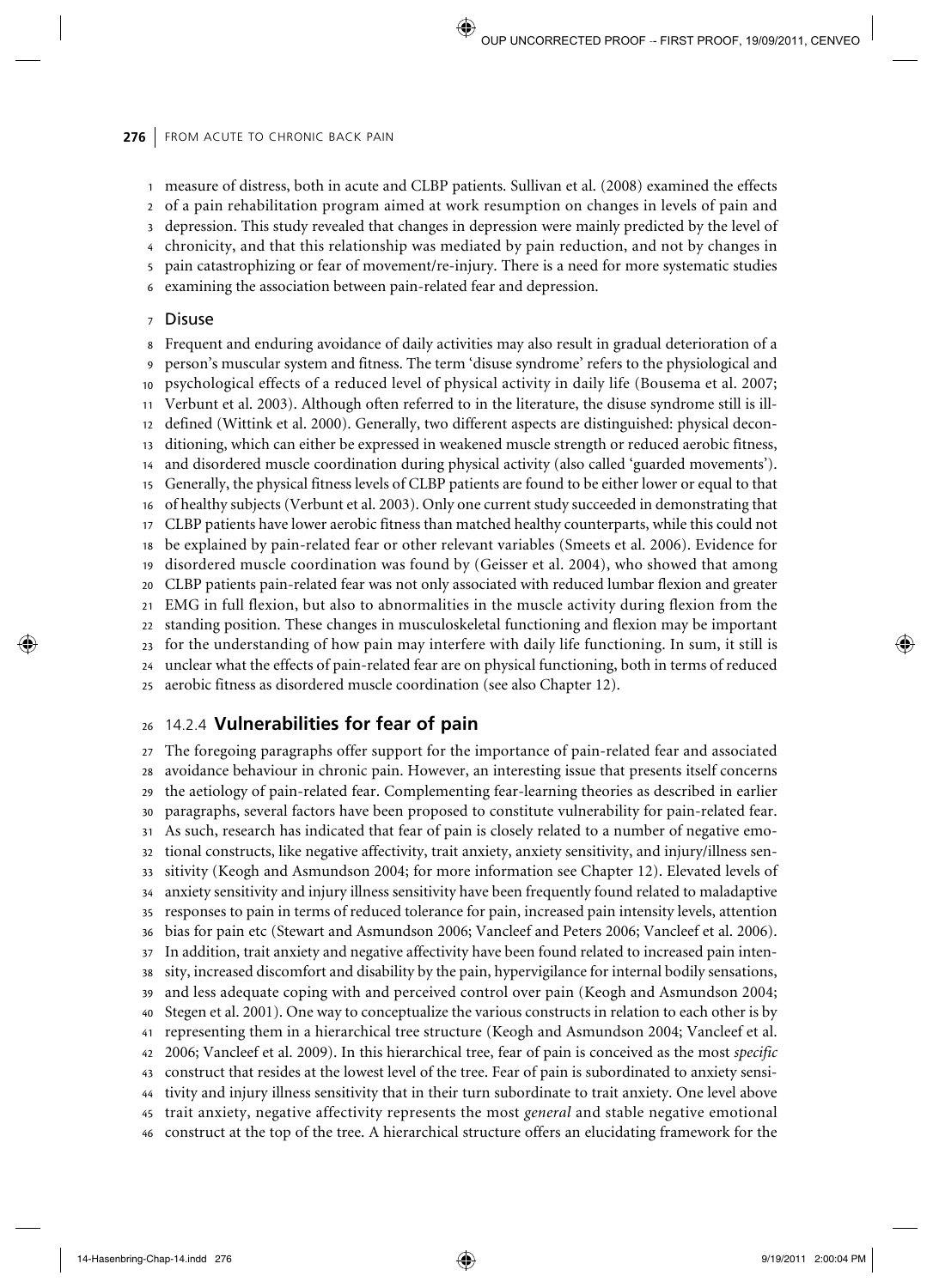measure of distress, both in acute and CLBP patients. Sullivan et al. (2008) examined the effects of a pain rehabilitation program aimed at work resumption on changes in levels of pain and depression. This study revealed that changes in depression were mainly predicted by the level of chronicity, and that this relationship was mediated by pain reduction, and not by changes in pain catastrophizing or fear of movement/re-injury. There is a need for more systematic studies examining the association between pain-related fear and depression.

### Disuse

Frequent and enduring avoidance of daily activities may also result in gradual deterioration of a person's muscular system and fitness. The term 'disuse syndrome' refers to the physiological and psychological effects of a reduced level of physical activity in daily life (Bousema et al. 2007; Verbunt et al. 2003). Although often referred to in the literature, the disuse syndrome still is ill-defined (Wittink et al. 2000). Generally, two different aspects are distinguished: physical deconditioning, which can either be expressed in weakened muscle strength or reduced aerobic fitness, and disordered muscle coordination during physical activity (also called 'guarded movements'). Generally, the physical fitness levels of CLBP patients are found to be either lower or equal to that of healthy subjects (Verbunt et al. 2003). Only one current study succeeded in demonstrating that CLBP patients have lower aerobic fitness than matched healthy counterparts, while this could not be explained by pain-related fear or other relevant variables (Smeets et al. 2006). Evidence for disordered muscle coordination was found by (Geisser et al. 2004), who showed that among CLBP patients pain-related fear was not only associated with reduced lumbar flexion and greater EMG in full flexion, but also to abnormalities in the muscle activity during flexion from the standing position. These changes in musculoskeletal functioning and flexion may be important for the understanding of how pain may interfere with daily life functioning. In sum, it still is unclear what the effects of pain-related fear are on physical functioning, both in terms of reduced aerobic fitness as disordered muscle coordination (see also Chapter 12).

## 14.2.4 Vulnerabilities for fear of pain

The foregoing paragraphs offer support for the importance of pain-related fear and associated avoidance behaviour in chronic pain. However, an interesting issue that presents itself concerns the aetiology of pain-related fear. Complementing fear-learning theories as described in earlier paragraphs, several factors have been proposed to constitute vulnerability for pain-related fear. As such, research has indicated that fear of pain is closely related to a number of negative emotional constructs, like negative affectivity, trait anxiety, anxiety sensitivity, and injury/illness sensitivity (Keogh and Asmundson 2004; for more information see Chapter 12). Elevated levels of anxiety sensitivity and injury illness sensitivity have been frequently found related to maladaptive responses to pain in terms of reduced tolerance for pain, increased pain intensity levels, attention bias for pain etc (Stewart and Asmundson 2006; Vancleef and Peters 2006; Vancleef et al. 2006). In addition, trait anxiety and negative affectivity have been found related to increased pain intensity, increased discomfort and disability by the pain, hypervigilance for internal bodily sensations, and less adequate coping with and perceived control over pain (Keogh and Asmundson 2004; Stegen et al. 2001). One way to conceptualize the various constructs in relation to each other is by representing them in a hierarchical tree structure (Keogh and Asmundson 2004; Vancleef et al. 2006; Vancleef et al. 2009). In this hierarchical tree, fear of pain is conceived as the most *specific* construct that resides at the lowest level of the tree. Fear of pain is subordinated to anxiety sensitivity and injury illness sensitivity that in their turn subordinate to trait anxiety. One level above trait anxiety, negative affectivity represents the most *general* and stable negative emotional construct at the top of the tree. A hierarchical structure offers an elucidating framework for the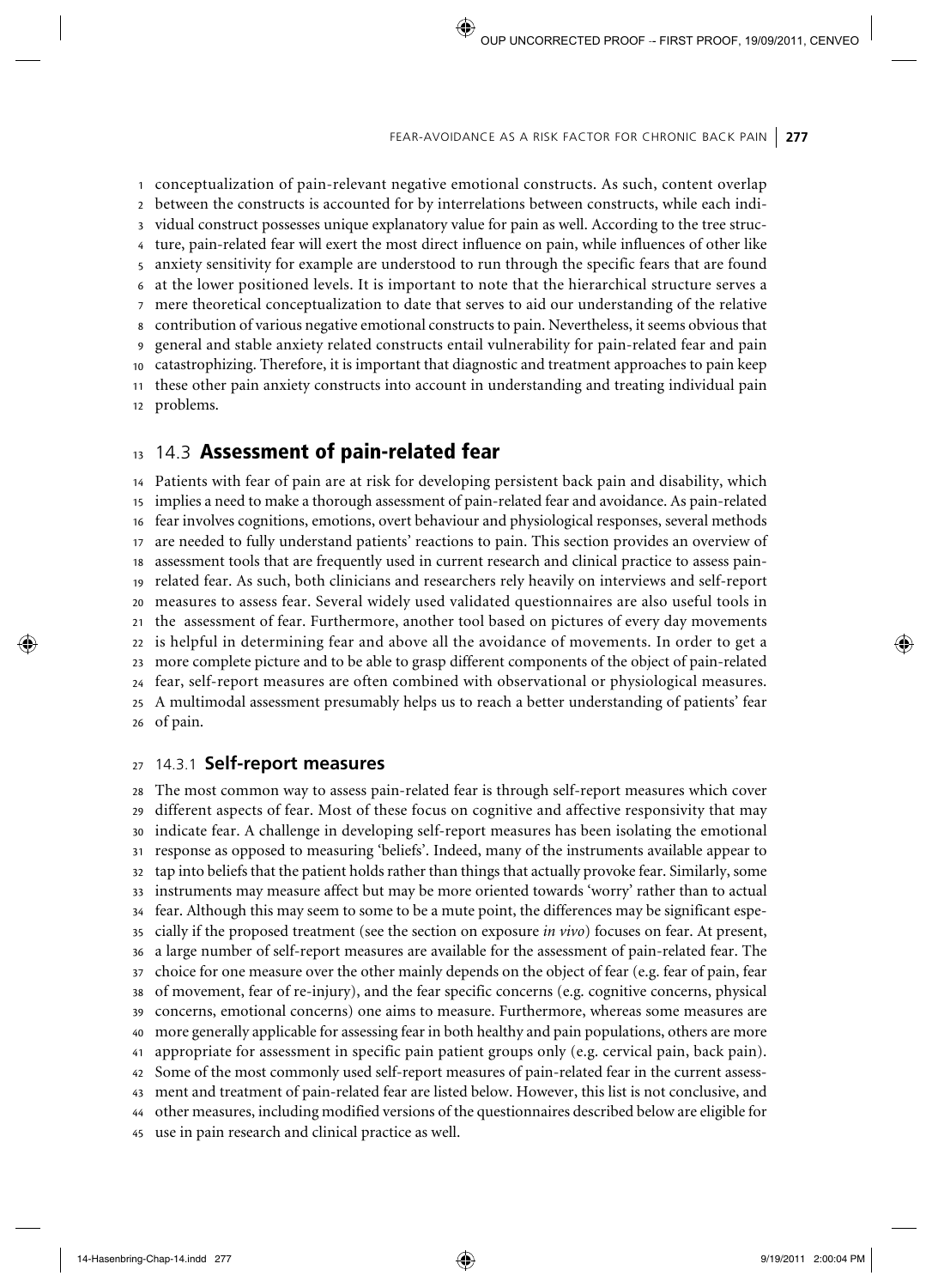conceptualization of pain-relevant negative emotional constructs. As such, content overlap between the constructs is accounted for by interrelations between constructs, while each individual construct possesses unique explanatory value for pain as well. According to the tree structure, pain-related fear will exert the most direct influence on pain, while influences of other like anxiety sensitivity for example are understood to run through the specific fears that are found at the lower positioned levels. It is important to note that the hierarchical structure serves a mere theoretical conceptualization to date that serves to aid our understanding of the relative contribution of various negative emotional constructs to pain. Nevertheless, it seems obvious that general and stable anxiety related constructs entail vulnerability for pain-related fear and pain catastrophizing. Therefore, it is important that diagnostic and treatment approaches to pain keep these other pain anxiety constructs into account in understanding and treating individual pain problems.

## 14.3 Assessment of pain-related fear

Patients with fear of pain are at risk for developing persistent back pain and disability, which implies a need to make a thorough assessment of pain-related fear and avoidance. As pain-related fear involves cognitions, emotions, overt behaviour and physiological responses, several methods are needed to fully understand patients' reactions to pain. This section provides an overview of assessment tools that are frequently used in current research and clinical practice to assess pain-related fear. As such, both clinicians and researchers rely heavily on interviews and self-report measures to assess fear. Several widely used validated questionnaires are also useful tools in the assessment of fear. Furthermore, another tool based on pictures of every day movements is helpful in determining fear and above all the avoidance of movements. In order to get a more complete picture and to be able to grasp different components of the object of pain-related fear, self-report measures are often combined with observational or physiological measures. A multimodal assessment presumably helps us to reach a better understanding of patients' fear of pain.

### 14.3.1 Self-report measures

The most common way to assess pain-related fear is through self-report measures which cover different aspects of fear. Most of these focus on cognitive and affective responsivity that may indicate fear. A challenge in developing self-report measures has been isolating the emotional response as opposed to measuring 'beliefs'. Indeed, many of the instruments available appear to tap into beliefs that the patient holds rather than things that actually provoke fear. Similarly, some instruments may measure affect but may be more oriented towards 'worry' rather than to actual fear. Although this may seem to some to be a mute point, the differences may be significant especially if the proposed treatment (see the section on exposure *in vivo*) focuses on fear. At present, a large number of self-report measures are available for the assessment of pain-related fear. The choice for one measure over the other mainly depends on the object of fear (e.g. fear of pain, fear of movement, fear of re-injury), and the fear specific concerns (e.g. cognitive concerns, physical concerns, emotional concerns) one aims to measure. Furthermore, whereas some measures are more generally applicable for assessing fear in both healthy and pain populations, others are more appropriate for assessment in specific pain patient groups only (e.g. cervical pain, back pain). Some of the most commonly used self-report measures of pain-related fear in the current assessment and treatment of pain-related fear are listed below. However, this list is not conclusive, and other measures, including modified versions of the questionnaires described below are eligible for use in pain research and clinical practice as well.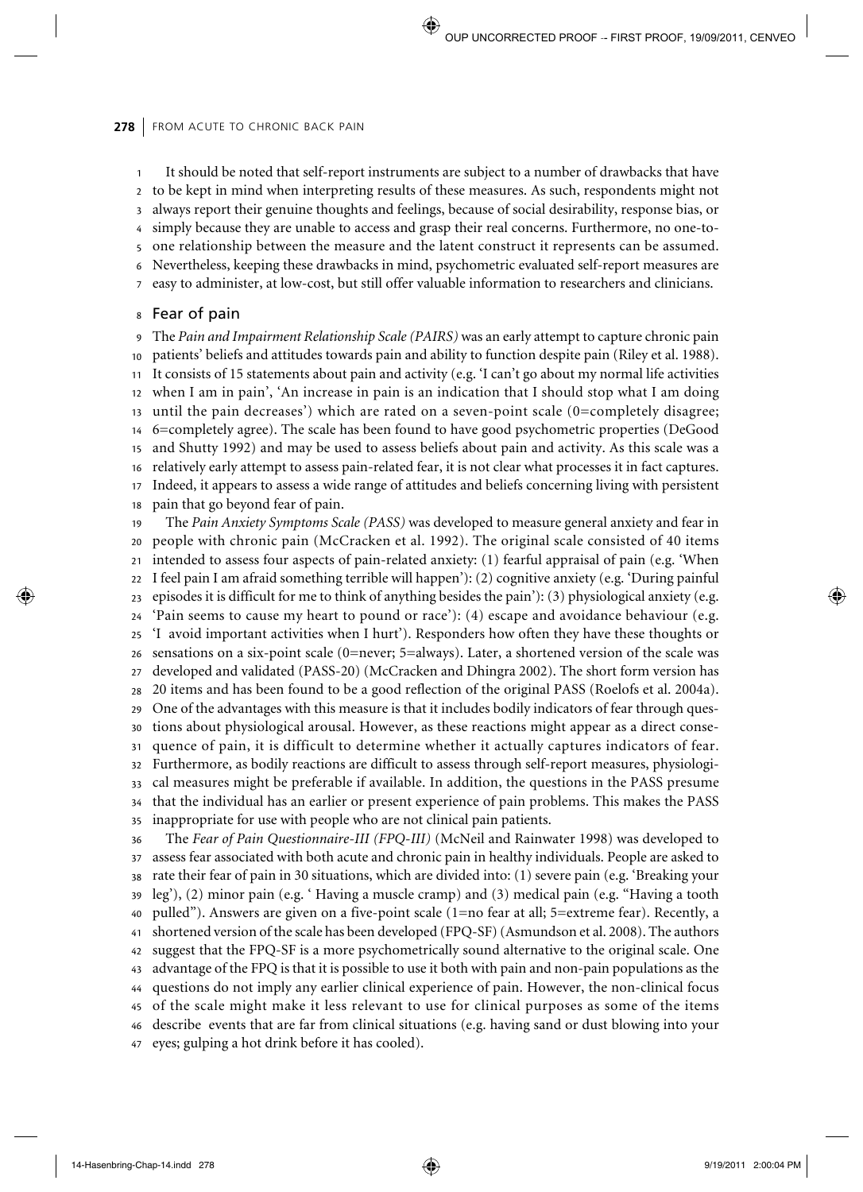It should be noted that self-report instruments are subject to a number of drawbacks that have to be kept in mind when interpreting results of these measures. As such, respondents might not always report their genuine thoughts and feelings, because of social desirability, response bias, or simply because they are unable to access and grasp their real concerns. Furthermore, no one-to-one relationship between the measure and the latent construct it represents can be assumed. Nevertheless, keeping these drawbacks in mind, psychometric evaluated self-report measures are easy to administer, at low-cost, but still offer valuable information to researchers and clinicians.

## Fear of pain

The *Pain and Impairment Relationship Scale (PAIRS)* was an early attempt to capture chronic pain patients' beliefs and attitudes towards pain and ability to function despite pain (Riley et al. 1988). It consists of 15 statements about pain and activity (e.g. 'I can't go about my normal life activities when I am in pain', 'An increase in pain is an indication that I should stop what I am doing until the pain decreases') which are rated on a seven-point scale (0=completely disagree; 6=completely agree). The scale has been found to have good psychometric properties (DeGood and Shutty 1992) and may be used to assess beliefs about pain and activity. As this scale was a relatively early attempt to assess pain-related fear, it is not clear what processes it in fact captures. Indeed, it appears to assess a wide range of attitudes and beliefs concerning living with persistent pain that go beyond fear of pain.

The *Pain Anxiety Symptoms Scale (PASS)* was developed to measure general anxiety and fear in people with chronic pain (McCracken et al. 1992). The original scale consisted of 40 items intended to assess four aspects of pain-related anxiety: (1) fearful appraisal of pain (e.g. 'When I feel pain I am afraid something terrible will happen'): (2) cognitive anxiety (e.g. 'During painful episodes it is difficult for me to think of anything besides the pain'): (3) physiological anxiety (e.g. 'Pain seems to cause my heart to pound or race'): (4) escape and avoidance behaviour (e.g. 'I avoid important activities when I hurt'). Responders how often they have these thoughts or sensations on a six-point scale (0=never; 5=always). Later, a shortened version of the scale was developed and validated (PASS-20) (McCracken and Dhingra 2002). The short form version has 20 items and has been found to be a good reflection of the original PASS (Roelofs et al. 2004a). One of the advantages with this measure is that it includes bodily indicators of fear through questions about physiological arousal. However, as these reactions might appear as a direct consequence of pain, it is difficult to determine whether it actually captures indicators of fear. Furthermore, as bodily reactions are difficult to assess through self-report measures, physiological measures might be preferable if available. In addition, the questions in the PASS presume that the individual has an earlier or present experience of pain problems. This makes the PASS inappropriate for use with people who are not clinical pain patients.

The *Fear of Pain Questionnaire-III (FPQ-III)* (McNeil and Rainwater 1998) was developed to assess fear associated with both acute and chronic pain in healthy individuals. People are asked to rate their fear of pain in 30 situations, which are divided into: (1) severe pain (e.g. 'Breaking your leg'), (2) minor pain (e.g. ' Having a muscle cramp) and (3) medical pain (e.g. "Having a tooth pulled"). Answers are given on a five-point scale (1=no fear at all; 5=extreme fear). Recently, a shortened version of the scale has been developed (FPQ-SF) (Asmundson et al. 2008). The authors suggest that the FPQ-SF is a more psychometrically sound alternative to the original scale. One advantage of the FPQ is that it is possible to use it both with pain and non-pain populations as the questions do not imply any earlier clinical experience of pain. However, the non-clinical focus of the scale might make it less relevant to use for clinical purposes as some of the items describe events that are far from clinical situations (e.g. having sand or dust blowing into your eyes; gulping a hot drink before it has cooled).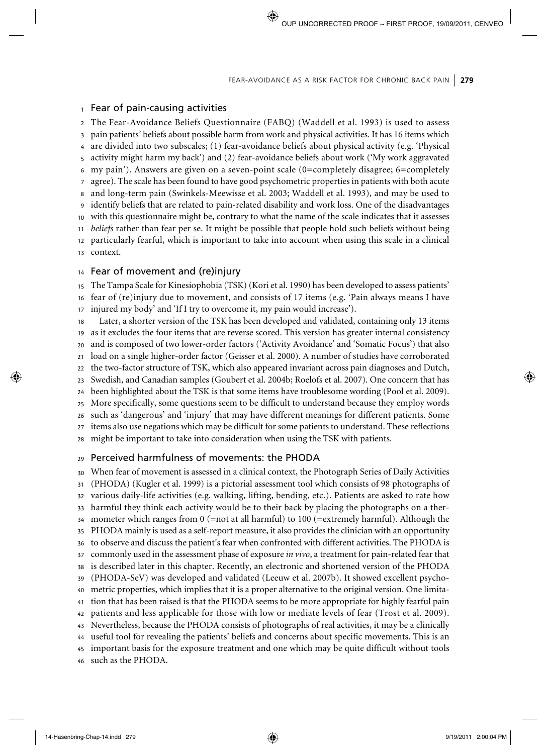## Fear of pain-causing activities

The Fear-Avoidance Beliefs Questionnaire (FABQ) (Waddell et al. 1993) is used to assess pain patients' beliefs about possible harm from work and physical activities. It has 16 items which are divided into two subscales; (1) fear-avoidance beliefs about physical activity (e.g. 'Physical activity might harm my back') and (2) fear-avoidance beliefs about work ('My work aggravated my pain'). Answers are given on a seven-point scale (0=completely disagree; 6=completely agree). The scale has been found to have good psychometric properties in patients with both acute and long-term pain (Swinkels-Meewisse et al. 2003; Waddell et al. 1993), and may be used to identify beliefs that are related to pain-related disability and work loss. One of the disadvantages with this questionnaire might be, contrary to what the name of the scale indicates that it assesses *beliefs* rather than fear per se. It might be possible that people hold such beliefs without being particularly fearful, which is important to take into account when using this scale in a clinical context.

## Fear of movement and (re)injury

The Tampa Scale for Kinesiophobia (TSK) (Kori et al. 1990) has been developed to assess patients' fear of (re)injury due to movement, and consists of 17 items (e.g. 'Pain always means I have injured my body' and 'If I try to overcome it, my pain would increase').

Later, a shorter version of the TSK has been developed and validated, containing only 13 items as it excludes the four items that are reverse scored. This version has greater internal consistency and is composed of two lower-order factors ('Activity Avoidance' and 'Somatic Focus') that also load on a single higher-order factor (Geisser et al. 2000). A number of studies have corroborated the two-factor structure of TSK, which also appeared invariant across pain diagnoses and Dutch, Swedish, and Canadian samples (Goubert et al. 2004b; Roelofs et al. 2007). One concern that has been highlighted about the TSK is that some items have troublesome wording (Pool et al. 2009). More specifically, some questions seem to be difficult to understand because they employ words such as 'dangerous' and 'injury' that may have different meanings for different patients. Some items also use negations which may be difficult for some patients to understand. These reflections might be important to take into consideration when using the TSK with patients.

## Perceived harmfulness of movements: the PHODA

When fear of movement is assessed in a clinical context, the Photograph Series of Daily Activities (PHODA) (Kugler et al. 1999) is a pictorial assessment tool which consists of 98 photographs of various daily-life activities (e.g. walking, lifting, bending, etc.). Patients are asked to rate how harmful they think each activity would be to their back by placing the photographs on a thermometer which ranges from 0 (=not at all harmful) to 100 (=extremely harmful). Although the PHODA mainly is used as a self-report measure, it also provides the clinician with an opportunity to observe and discuss the patient's fear when confronted with different activities. The PHODA is commonly used in the assessment phase of exposure *in vivo*, a treatment for pain-related fear that is described later in this chapter. Recently, an electronic and shortened version of the PHODA (PHODA-SeV) was developed and validated (Leeuw et al. 2007b). It showed excellent psychometric properties, which implies that it is a proper alternative to the original version. One limitation that has been raised is that the PHODA seems to be more appropriate for highly fearful pain patients and less applicable for those with low or mediate levels of fear (Trost et al. 2009). Nevertheless, because the PHODA consists of photographs of real activities, it may be a clinically useful tool for revealing the patients' beliefs and concerns about specific movements. This is an important basis for the exposure treatment and one which may be quite difficult without tools such as the PHODA.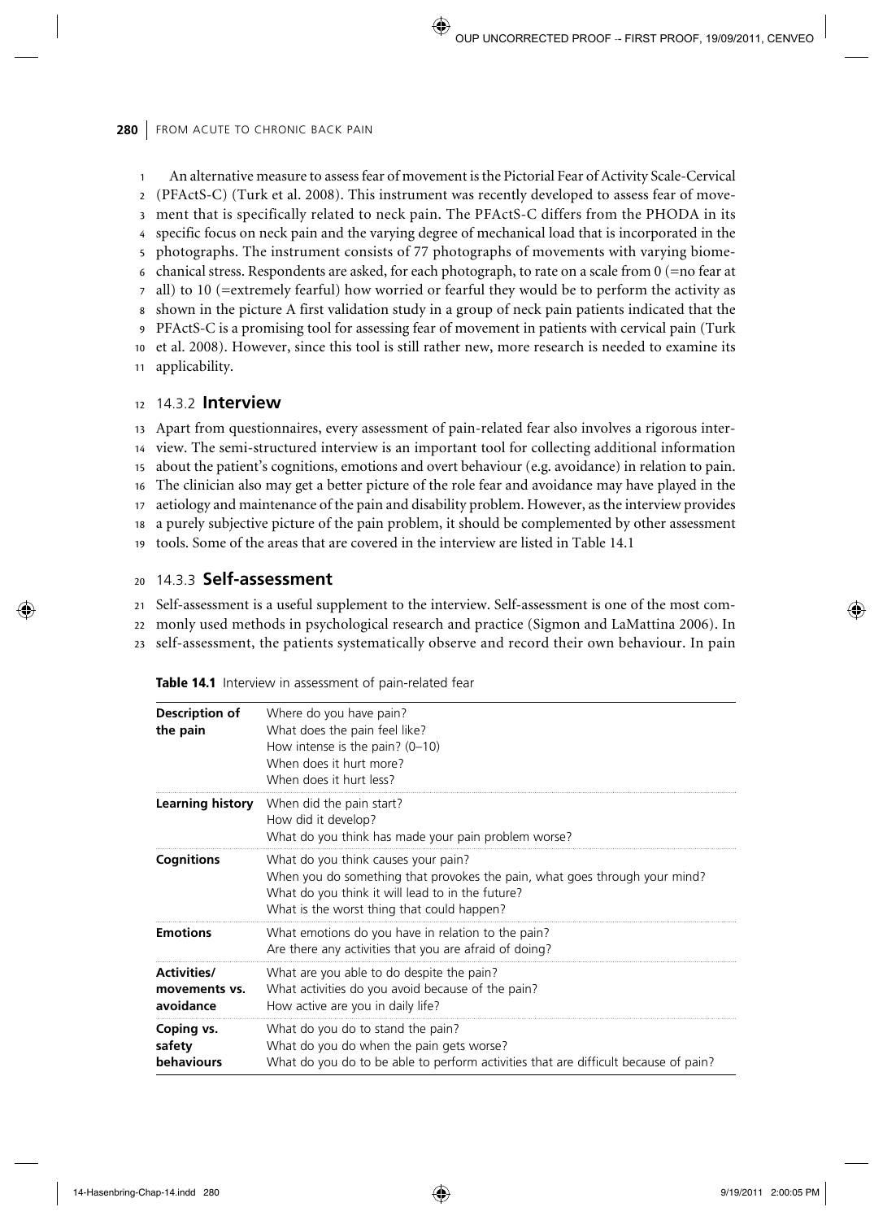An alternative measure to assess fear of movement is the Pictorial Fear of Activity Scale-Cervical (PFActS-C) (Turk et al. 2008). This instrument was recently developed to assess fear of movement that is specifically related to neck pain. The PFActS-C differs from the PHODA in its specific focus on neck pain and the varying degree of mechanical load that is incorporated in the photographs. The instrument consists of 77 photographs of movements with varying biomechanical stress. Respondents are asked, for each photograph, to rate on a scale from 0 (=no fear at all) to 10 (=extremely fearful) how worried or fearful they would be to perform the activity as shown in the picture A first validation study in a group of neck pain patients indicated that the PFActS-C is a promising tool for assessing fear of movement in patients with cervical pain (Turk et al. 2008). However, since this tool is still rather new, more research is needed to examine its applicability.

### 14.3.2 **Interview**

Apart from questionnaires, every assessment of pain-related fear also involves a rigorous interview. The semi-structured interview is an important tool for collecting additional information about the patient's cognitions, emotions and overt behaviour (e.g. avoidance) in relation to pain. The clinician also may get a better picture of the role fear and avoidance may have played in the aetiology and maintenance of the pain and disability problem. However, as the interview provides a purely subjective picture of the pain problem, it should be complemented by other assessment tools. Some of the areas that are covered in the interview are listed in Table 14.1

### 14.3.3 **Self-assessment**

Self-assessment is a useful supplement to the interview. Self-assessment is one of the most commonly used methods in psychological research and practice (Sigmon and LaMattina 2006). In self-assessment, the patients systematically observe and record their own behaviour. In pain

**Table 14.1** Interview in assessment of pain-related fear

| | |
|---|---|
| **Description of the pain** | Where do you have pain?<br>What does the pain feel like?<br>How intense is the pain? (0–10)<br>When does it hurt more?<br>When does it hurt less? |
| **Learning history** | When did the pain start?<br>How did it develop?<br>What do you think has made your pain problem worse? |
| **Cognitions** | What do you think causes your pain?<br>When you do something that provokes the pain, what goes through your mind?<br>What do you think it will lead to in the future?<br>What is the worst thing that could happen? |
| **Emotions** | What emotions do you have in relation to the pain?<br>Are there any activities that you are afraid of doing? |
| **Activities/ movements vs. avoidance** | What are you able to do despite the pain?<br>What activities do you avoid because of the pain?<br>How active are you in daily life? |
| **Coping vs. safety behaviours** | What do you do to stand the pain?<br>What do you do when the pain gets worse?<br>What do you do to be able to perform activities that are difficult because of pain? |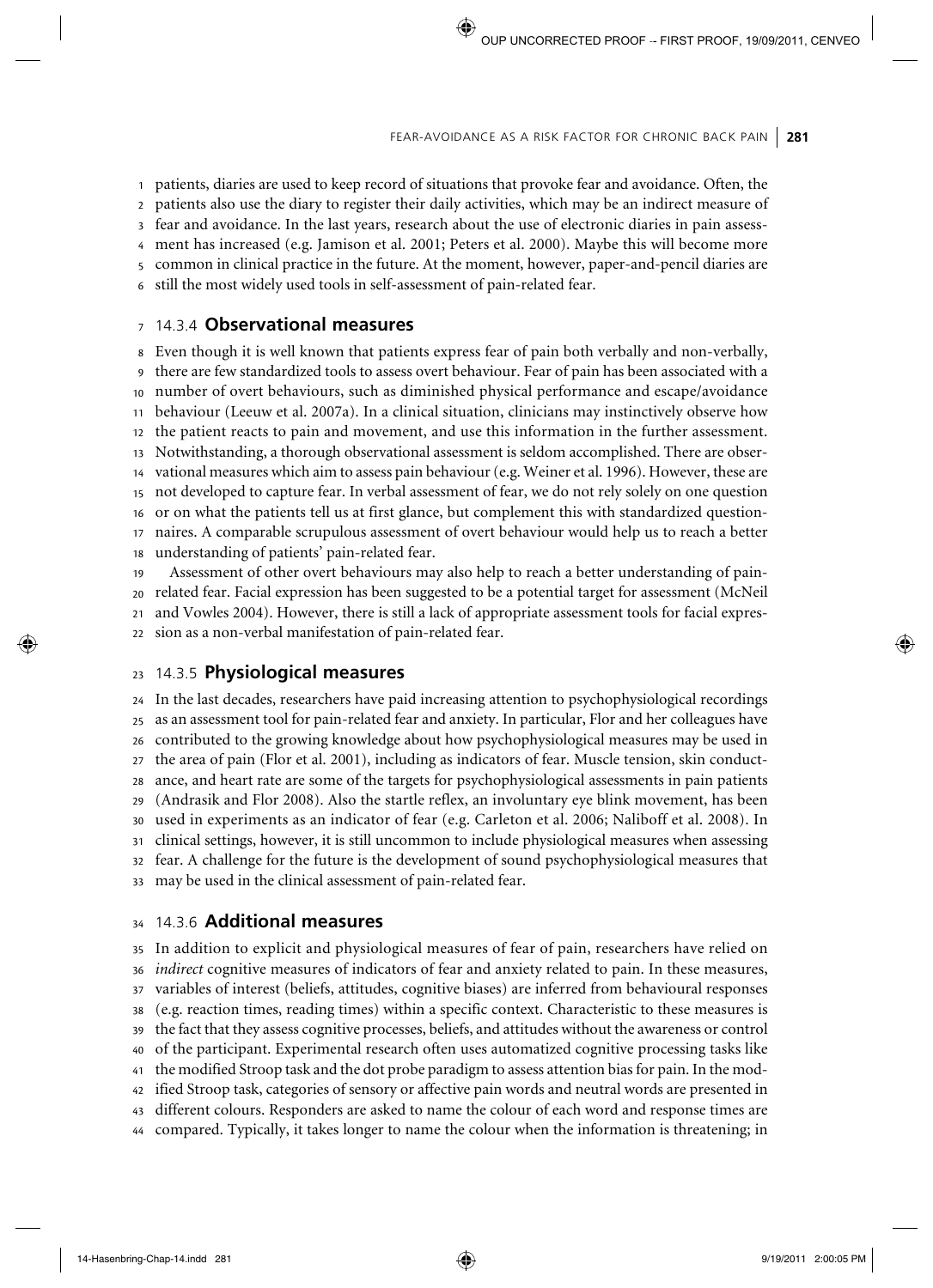patients, diaries are used to keep record of situations that provoke fear and avoidance. Often, the patients also use the diary to register their daily activities, which may be an indirect measure of fear and avoidance. In the last years, research about the use of electronic diaries in pain assessment has increased (e.g. Jamison et al. 2001; Peters et al. 2000). Maybe this will become more common in clinical practice in the future. At the moment, however, paper-and-pencil diaries are still the most widely used tools in self-assessment of pain-related fear.

### 14.3.4 **Observational measures**

Even though it is well known that patients express fear of pain both verbally and non-verbally, there are few standardized tools to assess overt behaviour. Fear of pain has been associated with a number of overt behaviours, such as diminished physical performance and escape/avoidance behaviour (Leeuw et al. 2007a). In a clinical situation, clinicians may instinctively observe how the patient reacts to pain and movement, and use this information in the further assessment. Notwithstanding, a thorough observational assessment is seldom accomplished. There are observational measures which aim to assess pain behaviour (e.g. Weiner et al. 1996). However, these are not developed to capture fear. In verbal assessment of fear, we do not rely solely on one question or on what the patients tell us at first glance, but complement this with standardized questionnaires. A comparable scrupulous assessment of overt behaviour would help us to reach a better understanding of patients' pain-related fear.

Assessment of other overt behaviours may also help to reach a better understanding of pain-related fear. Facial expression has been suggested to be a potential target for assessment (McNeil and Vowles 2004). However, there is still a lack of appropriate assessment tools for facial expression as a non-verbal manifestation of pain-related fear.

### 14.3.5 **Physiological measures**

In the last decades, researchers have paid increasing attention to psychophysiological recordings as an assessment tool for pain-related fear and anxiety. In particular, Flor and her colleagues have contributed to the growing knowledge about how psychophysiological measures may be used in the area of pain (Flor et al. 2001), including as indicators of fear. Muscle tension, skin conductance, and heart rate are some of the targets for psychophysiological assessments in pain patients (Andrasik and Flor 2008). Also the startle reflex, an involuntary eye blink movement, has been used in experiments as an indicator of fear (e.g. Carleton et al. 2006; Naliboff et al. 2008). In clinical settings, however, it is still uncommon to include physiological measures when assessing fear. A challenge for the future is the development of sound psychophysiological measures that may be used in the clinical assessment of pain-related fear.

### 14.3.6 **Additional measures**

In addition to explicit and physiological measures of fear of pain, researchers have relied on *indirect* cognitive measures of indicators of fear and anxiety related to pain. In these measures, variables of interest (beliefs, attitudes, cognitive biases) are inferred from behavioural responses (e.g. reaction times, reading times) within a specific context. Characteristic to these measures is the fact that they assess cognitive processes, beliefs, and attitudes without the awareness or control of the participant. Experimental research often uses automatized cognitive processing tasks like the modified Stroop task and the dot probe paradigm to assess attention bias for pain. In the modified Stroop task, categories of sensory or affective pain words and neutral words are presented in different colours. Responders are asked to name the colour of each word and response times are compared. Typically, it takes longer to name the colour when the information is threatening; in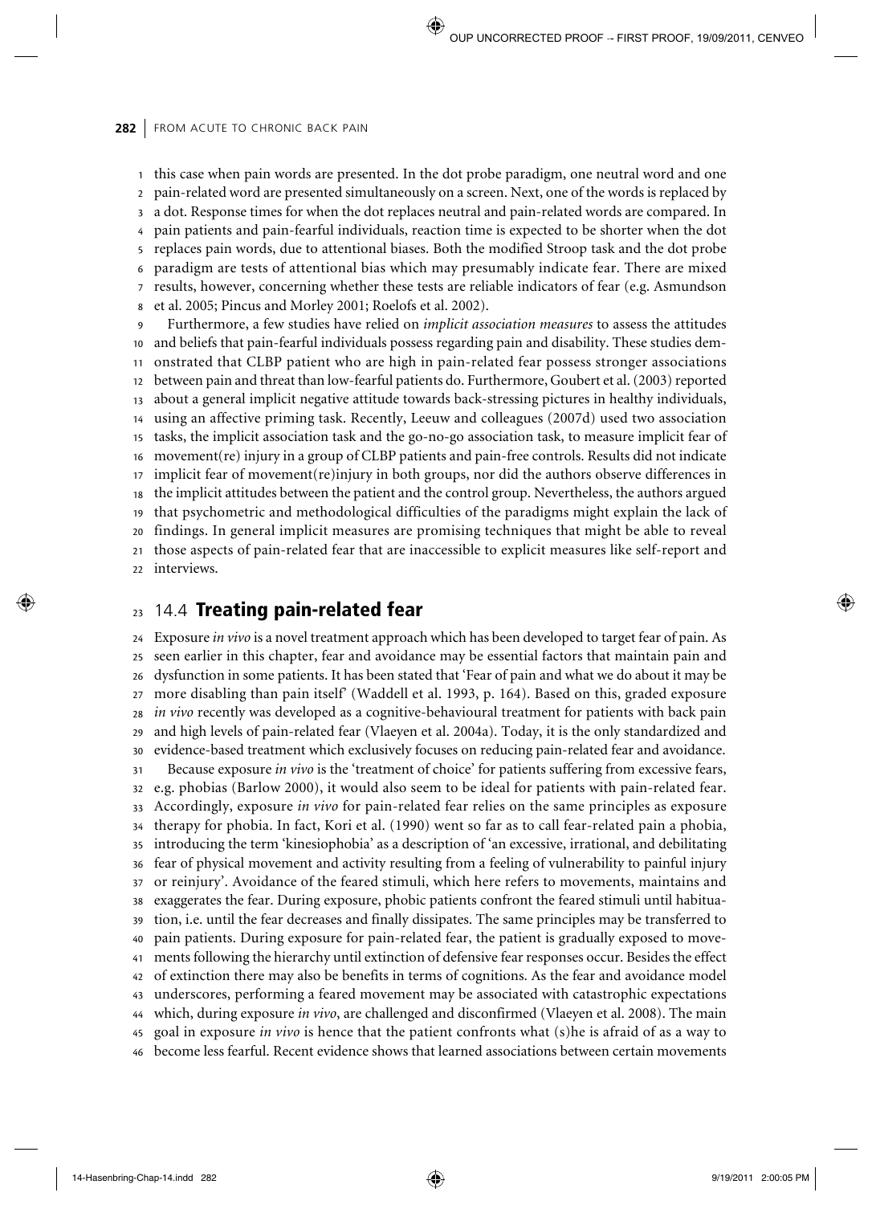this case when pain words are presented. In the dot probe paradigm, one neutral word and one pain-related word are presented simultaneously on a screen. Next, one of the words is replaced by a dot. Response times for when the dot replaces neutral and pain-related words are compared. In pain patients and pain-fearful individuals, reaction time is expected to be shorter when the dot replaces pain words, due to attentional biases. Both the modified Stroop task and the dot probe paradigm are tests of attentional bias which may presumably indicate fear. There are mixed results, however, concerning whether these tests are reliable indicators of fear (e.g. Asmundson et al. 2005; Pincus and Morley 2001; Roelofs et al. 2002).

Furthermore, a few studies have relied on *implicit association measures* to assess the attitudes and beliefs that pain-fearful individuals possess regarding pain and disability. These studies demonstrated that CLBP patient who are high in pain-related fear possess stronger associations between pain and threat than low-fearful patients do. Furthermore, Goubert et al. (2003) reported about a general implicit negative attitude towards back-stressing pictures in healthy individuals, using an affective priming task. Recently, Leeuw and colleagues (2007d) used two association tasks, the implicit association task and the go-no-go association task, to measure implicit fear of movement(re) injury in a group of CLBP patients and pain-free controls. Results did not indicate implicit fear of movement(re)injury in both groups, nor did the authors observe differences in the implicit attitudes between the patient and the control group. Nevertheless, the authors argued that psychometric and methodological difficulties of the paradigms might explain the lack of findings. In general implicit measures are promising techniques that might be able to reveal those aspects of pain-related fear that are inaccessible to explicit measures like self-report and interviews.

## 14.4 Treating pain-related fear

Exposure *in vivo* is a novel treatment approach which has been developed to target fear of pain. As seen earlier in this chapter, fear and avoidance may be essential factors that maintain pain and dysfunction in some patients. It has been stated that 'Fear of pain and what we do about it may be more disabling than pain itself' (Waddell et al. 1993, p. 164). Based on this, graded exposure *in vivo* recently was developed as a cognitive-behavioural treatment for patients with back pain and high levels of pain-related fear (Vlaeyen et al. 2004a). Today, it is the only standardized and evidence-based treatment which exclusively focuses on reducing pain-related fear and avoidance.

Because exposure *in vivo* is the 'treatment of choice' for patients suffering from excessive fears, e.g. phobias (Barlow 2000), it would also seem to be ideal for patients with pain-related fear. Accordingly, exposure *in vivo* for pain-related fear relies on the same principles as exposure therapy for phobia. In fact, Kori et al. (1990) went so far as to call fear-related pain a phobia, introducing the term 'kinesiophobia' as a description of 'an excessive, irrational, and debilitating fear of physical movement and activity resulting from a feeling of vulnerability to painful injury or reinjury'. Avoidance of the feared stimuli, which here refers to movements, maintains and exaggerates the fear. During exposure, phobic patients confront the feared stimuli until habituation, i.e. until the fear decreases and finally dissipates. The same principles may be transferred to pain patients. During exposure for pain-related fear, the patient is gradually exposed to movements following the hierarchy until extinction of defensive fear responses occur. Besides the effect of extinction there may also be benefits in terms of cognitions. As the fear and avoidance model underscores, performing a feared movement may be associated with catastrophic expectations which, during exposure *in vivo*, are challenged and disconfirmed (Vlaeyen et al. 2008). The main goal in exposure *in vivo* is hence that the patient confronts what (s)he is afraid of as a way to become less fearful. Recent evidence shows that learned associations between certain movements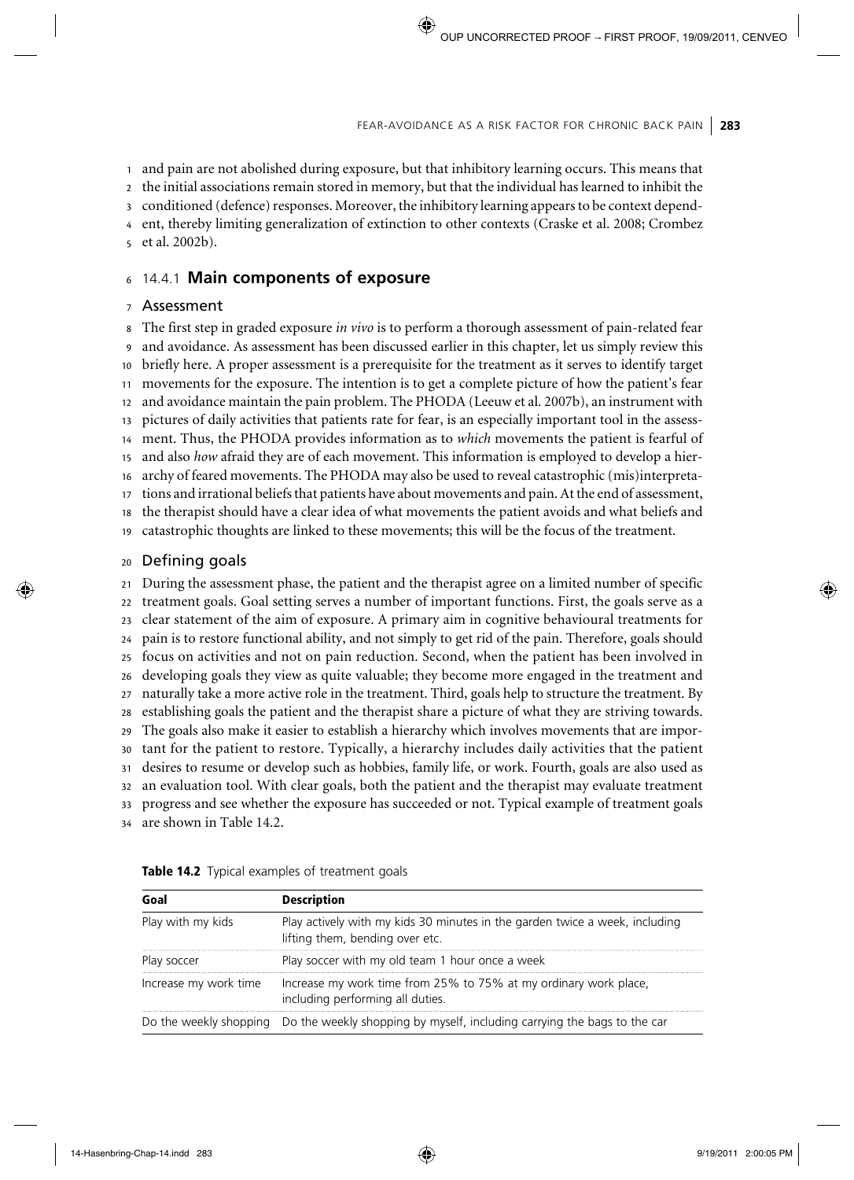and pain are not abolished during exposure, but that inhibitory learning occurs. This means that the initial associations remain stored in memory, but that the individual has learned to inhibit the conditioned (defence) responses. Moreover, the inhibitory learning appears to be context dependent, thereby limiting generalization of extinction to other contexts (Craske et al. 2008; Crombez et al. 2002b).

### 14.4.1 **Main components of exposure**

#### Assessment

The first step in graded exposure *in vivo* is to perform a thorough assessment of pain-related fear and avoidance. As assessment has been discussed earlier in this chapter, let us simply review this briefly here. A proper assessment is a prerequisite for the treatment as it serves to identify target movements for the exposure. The intention is to get a complete picture of how the patient's fear and avoidance maintain the pain problem. The PHODA (Leeuw et al. 2007b), an instrument with pictures of daily activities that patients rate for fear, is an especially important tool in the assessment. Thus, the PHODA provides information as to *which* movements the patient is fearful of and also *how* afraid they are of each movement. This information is employed to develop a hierarchy of feared movements. The PHODA may also be used to reveal catastrophic (mis)interpretations and irrational beliefs that patients have about movements and pain. At the end of assessment, the therapist should have a clear idea of what movements the patient avoids and what beliefs and catastrophic thoughts are linked to these movements; this will be the focus of the treatment.

#### Defining goals

During the assessment phase, the patient and the therapist agree on a limited number of specific treatment goals. Goal setting serves a number of important functions. First, the goals serve as a clear statement of the aim of exposure. A primary aim in cognitive behavioural treatments for pain is to restore functional ability, and not simply to get rid of the pain. Therefore, goals should focus on activities and not on pain reduction. Second, when the patient has been involved in developing goals they view as quite valuable; they become more engaged in the treatment and naturally take a more active role in the treatment. Third, goals help to structure the treatment. By establishing goals the patient and the therapist share a picture of what they are striving towards. The goals also make it easier to establish a hierarchy which involves movements that are important for the patient to restore. Typically, a hierarchy includes daily activities that the patient desires to resume or develop such as hobbies, family life, or work. Fourth, goals are also used as an evaluation tool. With clear goals, both the patient and the therapist may evaluate treatment progress and see whether the exposure has succeeded or not. Typical example of treatment goals are shown in Table 14.2.

**Table 14.2** Typical examples of treatment goals

| **Goal** | **Description** |
|---|---|
| Play with my kids | Play actively with my kids 30 minutes in the garden twice a week, including lifting them, bending over etc. |
| Play soccer | Play soccer with my old team 1 hour once a week |
| Increase my work time | Increase my work time from 25% to 75% at my ordinary work place, including performing all duties. |
| Do the weekly shopping | Do the weekly shopping by myself, including carrying the bags to the car |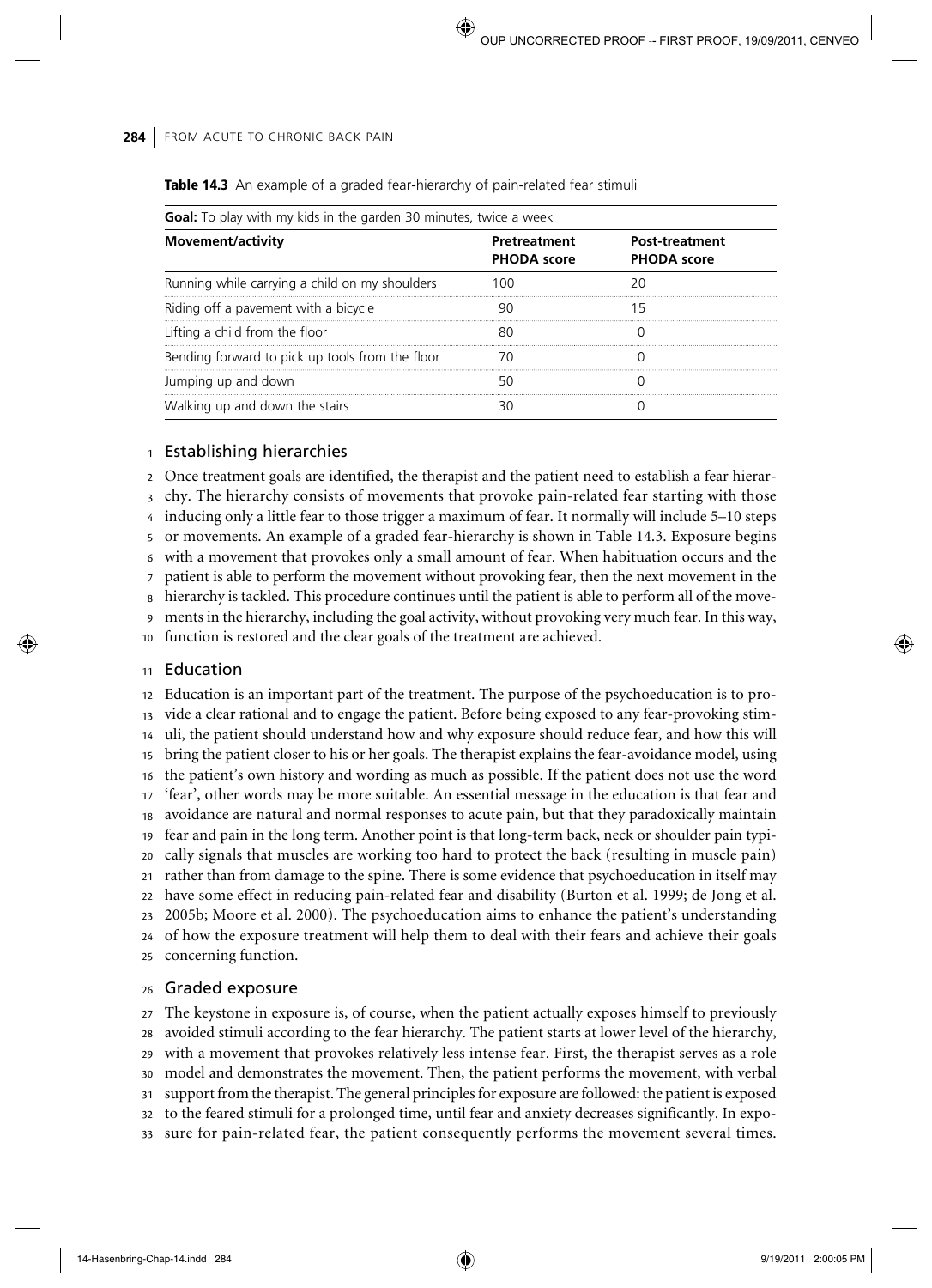**Table 14.3** An example of a graded fear-hierarchy of pain-related fear stimuli

| **Goal:** To play with my kids in the garden 30 minutes, twice a week | | |
|---|---|---|
| **Movement/activity** | **Pretreatment PHODA score** | **Post-treatment PHODA score** |
| Running while carrying a child on my shoulders | 100 | 20 |
| Riding off a pavement with a bicycle | 90 | 15 |
| Lifting a child from the floor | 80 | 0 |
| Bending forward to pick up tools from the floor | 70 | 0 |
| Jumping up and down | 50 | 0 |
| Walking up and down the stairs | 30 | 0 |

### Establishing hierarchies

Once treatment goals are identified, the therapist and the patient need to establish a fear hierarchy. The hierarchy consists of movements that provoke pain-related fear starting with those inducing only a little fear to those trigger a maximum of fear. It normally will include 5–10 steps or movements. An example of a graded fear-hierarchy is shown in Table 14.3. Exposure begins with a movement that provokes only a small amount of fear. When habituation occurs and the patient is able to perform the movement without provoking fear, then the next movement in the hierarchy is tackled. This procedure continues until the patient is able to perform all of the movements in the hierarchy, including the goal activity, without provoking very much fear. In this way, function is restored and the clear goals of the treatment are achieved.

### Education

Education is an important part of the treatment. The purpose of the psychoeducation is to provide a clear rational and to engage the patient. Before being exposed to any fear-provoking stimuli, the patient should understand how and why exposure should reduce fear, and how this will bring the patient closer to his or her goals. The therapist explains the fear-avoidance model, using the patient's own history and wording as much as possible. If the patient does not use the word 'fear', other words may be more suitable. An essential message in the education is that fear and avoidance are natural and normal responses to acute pain, but that they paradoxically maintain fear and pain in the long term. Another point is that long-term back, neck or shoulder pain typically signals that muscles are working too hard to protect the back (resulting in muscle pain) rather than from damage to the spine. There is some evidence that psychoeducation in itself may have some effect in reducing pain-related fear and disability (Burton et al. 1999; de Jong et al. 2005b; Moore et al. 2000). The psychoeducation aims to enhance the patient's understanding of how the exposure treatment will help them to deal with their fears and achieve their goals concerning function.

### Graded exposure

The keystone in exposure is, of course, when the patient actually exposes himself to previously avoided stimuli according to the fear hierarchy. The patient starts at lower level of the hierarchy, with a movement that provokes relatively less intense fear. First, the therapist serves as a role model and demonstrates the movement. Then, the patient performs the movement, with verbal support from the therapist. The general principles for exposure are followed: the patient is exposed to the feared stimuli for a prolonged time, until fear and anxiety decreases significantly. In exposure for pain-related fear, the patient consequently performs the movement several times.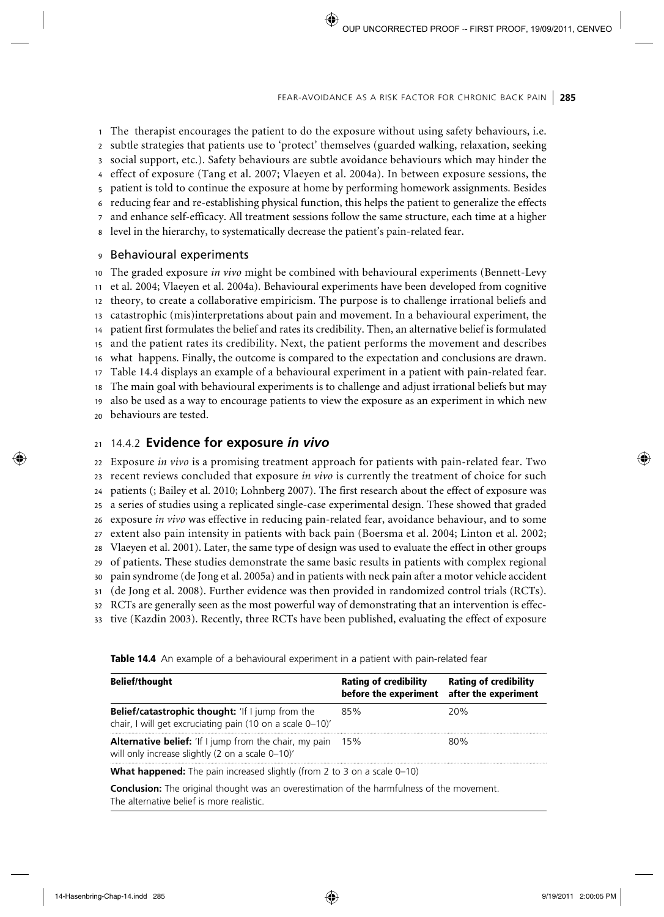The therapist encourages the patient to do the exposure without using safety behaviours, i.e. subtle strategies that patients use to 'protect' themselves (guarded walking, relaxation, seeking social support, etc.). Safety behaviours are subtle avoidance behaviours which may hinder the effect of exposure (Tang et al. 2007; Vlaeyen et al. 2004a). In between exposure sessions, the patient is told to continue the exposure at home by performing homework assignments. Besides reducing fear and re-establishing physical function, this helps the patient to generalize the effects and enhance self-efficacy. All treatment sessions follow the same structure, each time at a higher level in the hierarchy, to systematically decrease the patient's pain-related fear.

### Behavioural experiments

The graded exposure *in vivo* might be combined with behavioural experiments (Bennett-Levy et al. 2004; Vlaeyen et al. 2004a). Behavioural experiments have been developed from cognitive theory, to create a collaborative empiricism. The purpose is to challenge irrational beliefs and catastrophic (mis)interpretations about pain and movement. In a behavioural experiment, the patient first formulates the belief and rates its credibility. Then, an alternative belief is formulated and the patient rates its credibility. Next, the patient performs the movement and describes what happens. Finally, the outcome is compared to the expectation and conclusions are drawn. Table 14.4 displays an example of a behavioural experiment in a patient with pain-related fear. The main goal with behavioural experiments is to challenge and adjust irrational beliefs but may also be used as a way to encourage patients to view the exposure as an experiment in which new behaviours are tested.

## 14.4.2 Evidence for exposure *in vivo*

Exposure *in vivo* is a promising treatment approach for patients with pain-related fear. Two recent reviews concluded that exposure *in vivo* is currently the treatment of choice for such patients (; Bailey et al. 2010; Lohnberg 2007). The first research about the effect of exposure was a series of studies using a replicated single-case experimental design. These showed that graded exposure *in vivo* was effective in reducing pain-related fear, avoidance behaviour, and to some extent also pain intensity in patients with back pain (Boersma et al. 2004; Linton et al. 2002; Vlaeyen et al. 2001). Later, the same type of design was used to evaluate the effect in other groups of patients. These studies demonstrate the same basic results in patients with complex regional pain syndrome (de Jong et al. 2005a) and in patients with neck pain after a motor vehicle accident (de Jong et al. 2008). Further evidence was then provided in randomized control trials (RCTs). RCTs are generally seen as the most powerful way of demonstrating that an intervention is effective (Kazdin 2003). Recently, three RCTs have been published, evaluating the effect of exposure

**Table 14.4** An example of a behavioural experiment in a patient with pain-related fear

| Belief/thought | Rating of credibility before the experiment | Rating of credibility after the experiment |
|---|---|---|
| **Belief/catastrophic thought:** 'If I jump from the chair, I will get excruciating pain (10 on a scale 0–10)' | 85% | 20% |
| **Alternative belief:** 'If I jump from the chair, my pain will only increase slightly (2 on a scale 0–10)' | 15% | 80% |
| **What happened:** The pain increased slightly (from 2 to 3 on a scale 0–10) | | |
| **Conclusion:** The original thought was an overestimation of the harmfulness of the movement. The alternative belief is more realistic. | | |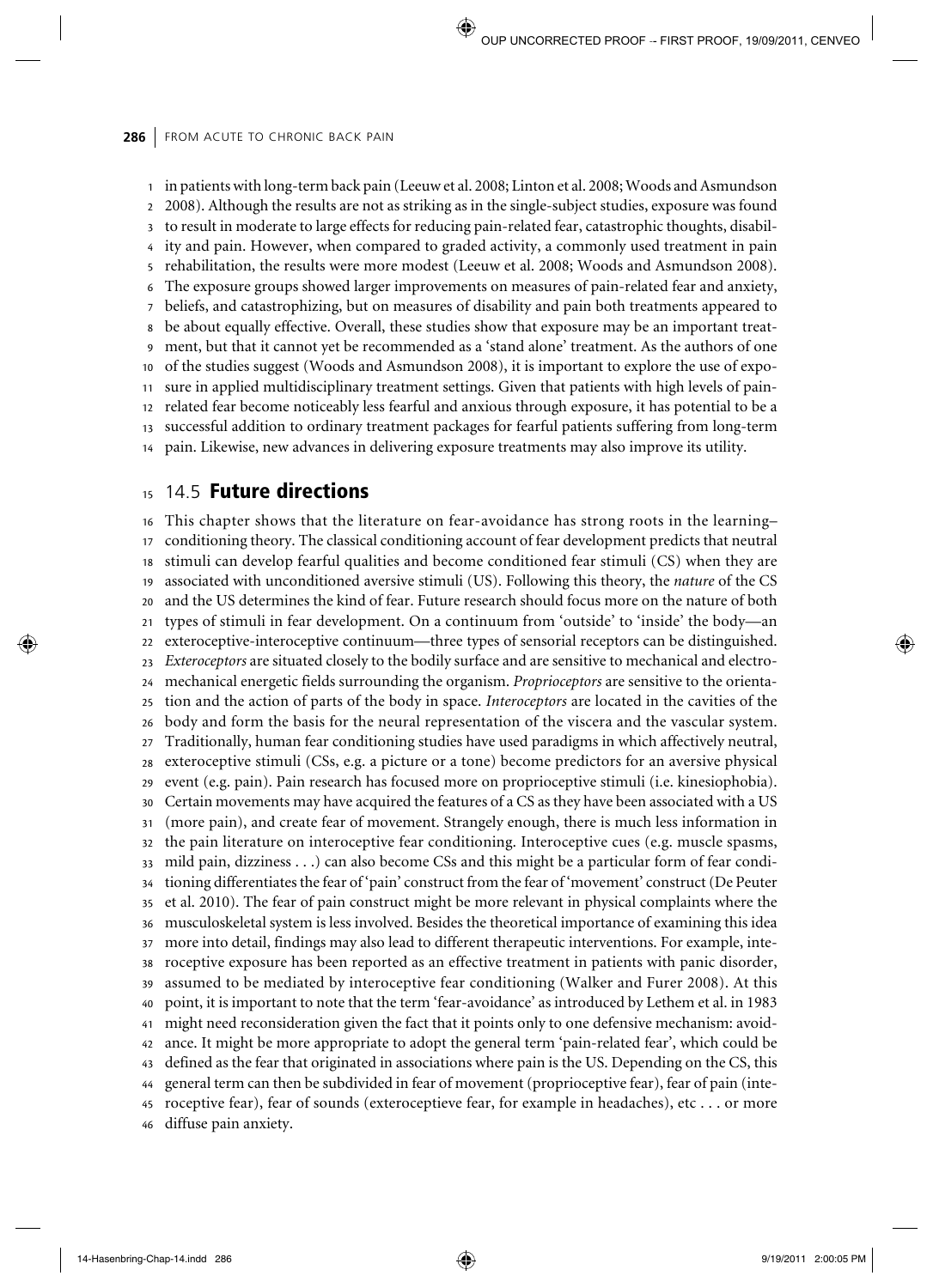in patients with long-term back pain (Leeuw et al. 2008; Linton et al. 2008; Woods and Asmundson 2008). Although the results are not as striking as in the single-subject studies, exposure was found to result in moderate to large effects for reducing pain-related fear, catastrophic thoughts, disability and pain. However, when compared to graded activity, a commonly used treatment in pain rehabilitation, the results were more modest (Leeuw et al. 2008; Woods and Asmundson 2008). The exposure groups showed larger improvements on measures of pain-related fear and anxiety, beliefs, and catastrophizing, but on measures of disability and pain both treatments appeared to be about equally effective. Overall, these studies show that exposure may be an important treatment, but that it cannot yet be recommended as a 'stand alone' treatment. As the authors of one of the studies suggest (Woods and Asmundson 2008), it is important to explore the use of exposure in applied multidisciplinary treatment settings. Given that patients with high levels of pain-related fear become noticeably less fearful and anxious through exposure, it has potential to be a successful addition to ordinary treatment packages for fearful patients suffering from long-term pain. Likewise, new advances in delivering exposure treatments may also improve its utility.

## 14.5 **Future directions**

This chapter shows that the literature on fear-avoidance has strong roots in the learning–conditioning theory. The classical conditioning account of fear development predicts that neutral stimuli can develop fearful qualities and become conditioned fear stimuli (CS) when they are associated with unconditioned aversive stimuli (US). Following this theory, the *nature* of the CS and the US determines the kind of fear. Future research should focus more on the nature of both types of stimuli in fear development. On a continuum from 'outside' to 'inside' the body—an exteroceptive-interoceptive continuum—three types of sensorial receptors can be distinguished. *Exteroceptors* are situated closely to the bodily surface and are sensitive to mechanical and electromechanical energetic fields surrounding the organism. *Proprioceptors* are sensitive to the orientation and the action of parts of the body in space. *Interoceptors* are located in the cavities of the body and form the basis for the neural representation of the viscera and the vascular system. Traditionally, human fear conditioning studies have used paradigms in which affectively neutral, exteroceptive stimuli (CSs, e.g. a picture or a tone) become predictors for an aversive physical event (e.g. pain). Pain research has focused more on proprioceptive stimuli (i.e. kinesiophobia). Certain movements may have acquired the features of a CS as they have been associated with a US (more pain), and create fear of movement. Strangely enough, there is much less information in the pain literature on interoceptive fear conditioning. Interoceptive cues (e.g. muscle spasms, mild pain, dizziness . . .) can also become CSs and this might be a particular form of fear conditioning differentiates the fear of 'pain' construct from the fear of 'movement' construct (De Peuter et al. 2010). The fear of pain construct might be more relevant in physical complaints where the musculoskeletal system is less involved. Besides the theoretical importance of examining this idea more into detail, findings may also lead to different therapeutic interventions. For example, interoceptive exposure has been reported as an effective treatment in patients with panic disorder, assumed to be mediated by interoceptive fear conditioning (Walker and Furer 2008). At this point, it is important to note that the term 'fear-avoidance' as introduced by Lethem et al. in 1983 might need reconsideration given the fact that it points only to one defensive mechanism: avoidance. It might be more appropriate to adopt the general term 'pain-related fear', which could be defined as the fear that originated in associations where pain is the US. Depending on the CS, this general term can then be subdivided in fear of movement (proprioceptive fear), fear of pain (interoceptive fear), fear of sounds (exteroceptieve fear, for example in headaches), etc . . . or more diffuse pain anxiety.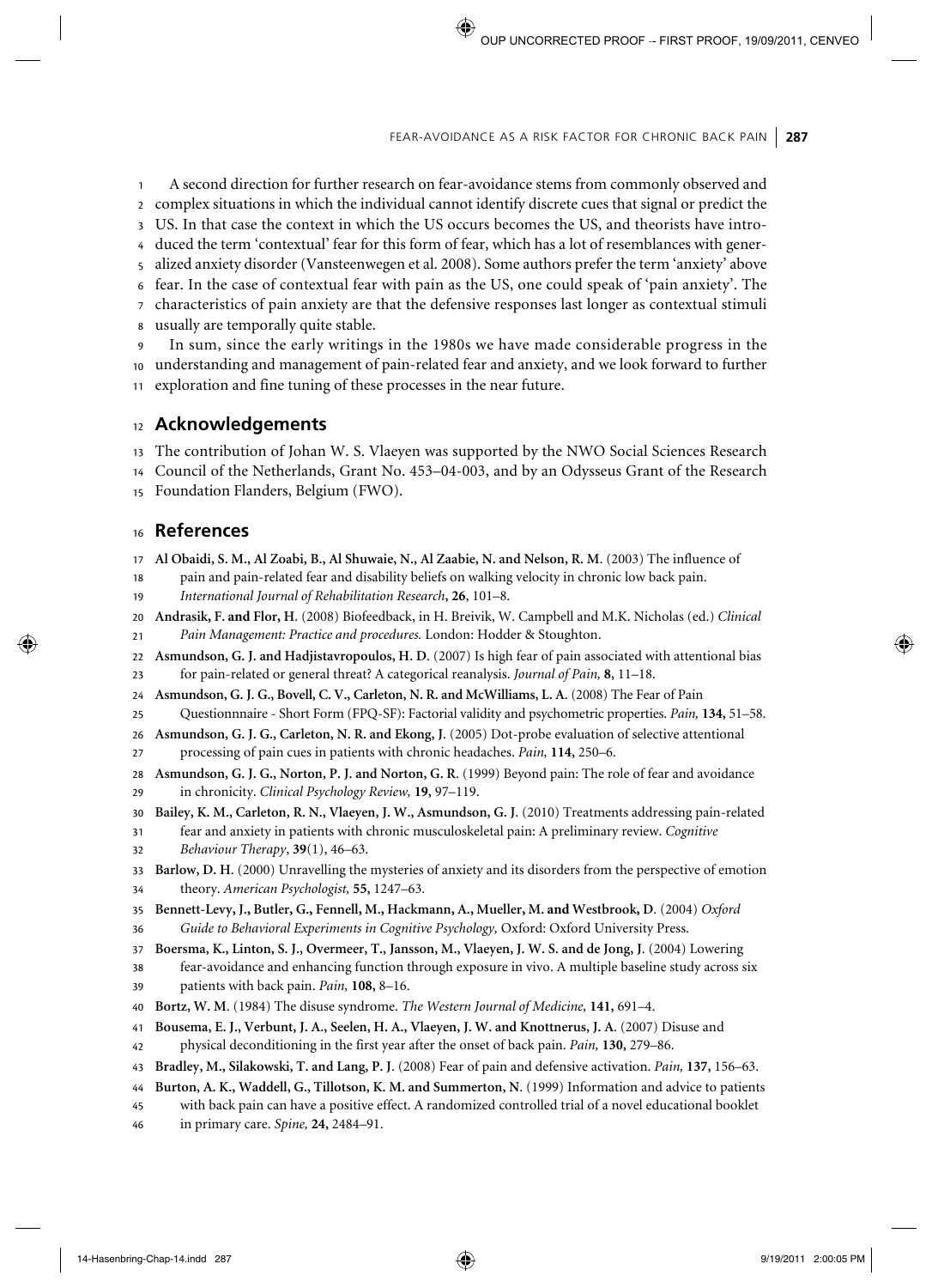A second direction for further research on fear-avoidance stems from commonly observed and complex situations in which the individual cannot identify discrete cues that signal or predict the US. In that case the context in which the US occurs becomes the US, and theorists have introduced the term 'contextual' fear for this form of fear, which has a lot of resemblances with generalized anxiety disorder (Vansteenwegen et al. 2008). Some authors prefer the term 'anxiety' above fear. In the case of contextual fear with pain as the US, one could speak of 'pain anxiety'. The characteristics of pain anxiety are that the defensive responses last longer as contextual stimuli usually are temporally quite stable.

In sum, since the early writings in the 1980s we have made considerable progress in the understanding and management of pain-related fear and anxiety, and we look forward to further exploration and fine tuning of these processes in the near future.

## Acknowledgements

The contribution of Johan W. S. Vlaeyen was supported by the NWO Social Sciences Research Council of the Netherlands, Grant No. 453–04-003, and by an Odysseus Grant of the Research Foundation Flanders, Belgium (FWO).

## References

**Al Obaidi, S. M., Al Zoabi, B., Al Shuwaie, N., Al Zaabie, N. and Nelson, R. M.** (2003) The influence of pain and pain-related fear and disability beliefs on walking velocity in chronic low back pain. *International Journal of Rehabilitation Research*, **26**, 101–8.

**Andrasik, F. and Flor, H.** (2008) Biofeedback, in H. Breivik, W. Campbell and M.K. Nicholas (ed.) *Clinical Pain Management: Practice and procedures.* London: Hodder & Stoughton.

**Asmundson, G. J. and Hadjistavropoulos, H. D.** (2007) Is high fear of pain associated with attentional bias for pain-related or general threat? A categorical reanalysis. *Journal of Pain,* **8**, 11–18.

**Asmundson, G. J. G., Bovell, C. V., Carleton, N. R. and McWilliams, L. A.** (2008) The Fear of Pain Questionnnaire - Short Form (FPQ-SF): Factorial validity and psychometric properties. *Pain,* **134,** 51–58.

**Asmundson, G. J. G., Carleton, N. R. and Ekong, J.** (2005) Dot-probe evaluation of selective attentional processing of pain cues in patients with chronic headaches. *Pain,* **114,** 250–6.

**Asmundson, G. J. G., Norton, P. J. and Norton, G. R.** (1999) Beyond pain: The role of fear and avoidance in chronicity. *Clinical Psychology Review,* **19,** 97–119.

**Bailey, K. M., Carleton, R. N., Vlaeyen, J. W., Asmundson, G. J.** (2010) Treatments addressing pain-related fear and anxiety in patients with chronic musculoskeletal pain: A preliminary review. *Cognitive Behaviour Therapy*, **39**(1), 46–63.

**Barlow, D. H.** (2000) Unravelling the mysteries of anxiety and its disorders from the perspective of emotion theory. *American Psychologist,* **55,** 1247–63.

**Bennett-Levy, J., Butler, G., Fennell, M., Hackmann, A., Mueller, M. and Westbrook, D.** (2004) *Oxford Guide to Behavioral Experiments in Cognitive Psychology,* Oxford: Oxford University Press.

**Boersma, K., Linton, S. J., Overmeer, T., Jansson, M., Vlaeyen, J. W. S. and de Jong, J.** (2004) Lowering fear-avoidance and enhancing function through exposure in vivo. A multiple baseline study across six patients with back pain. *Pain,* **108,** 8–16.

**Bortz, W. M.** (1984) The disuse syndrome. *The Western Journal of Medicine,* **141,** 691–4.

**Bousema, E. J., Verbunt, J. A., Seelen, H. A., Vlaeyen, J. W. and Knottnerus, J. A.** (2007) Disuse and physical deconditioning in the first year after the onset of back pain. *Pain,* **130,** 279–86.

**Bradley, M., Silakowski, T. and Lang, P. J.** (2008) Fear of pain and defensive activation. *Pain,* **137,** 156–63.

**Burton, A. K., Waddell, G., Tillotson, K. M. and Summerton, N.** (1999) Information and advice to patients with back pain can have a positive effect. A randomized controlled trial of a novel educational booklet in primary care. *Spine,* **24,** 2484–91.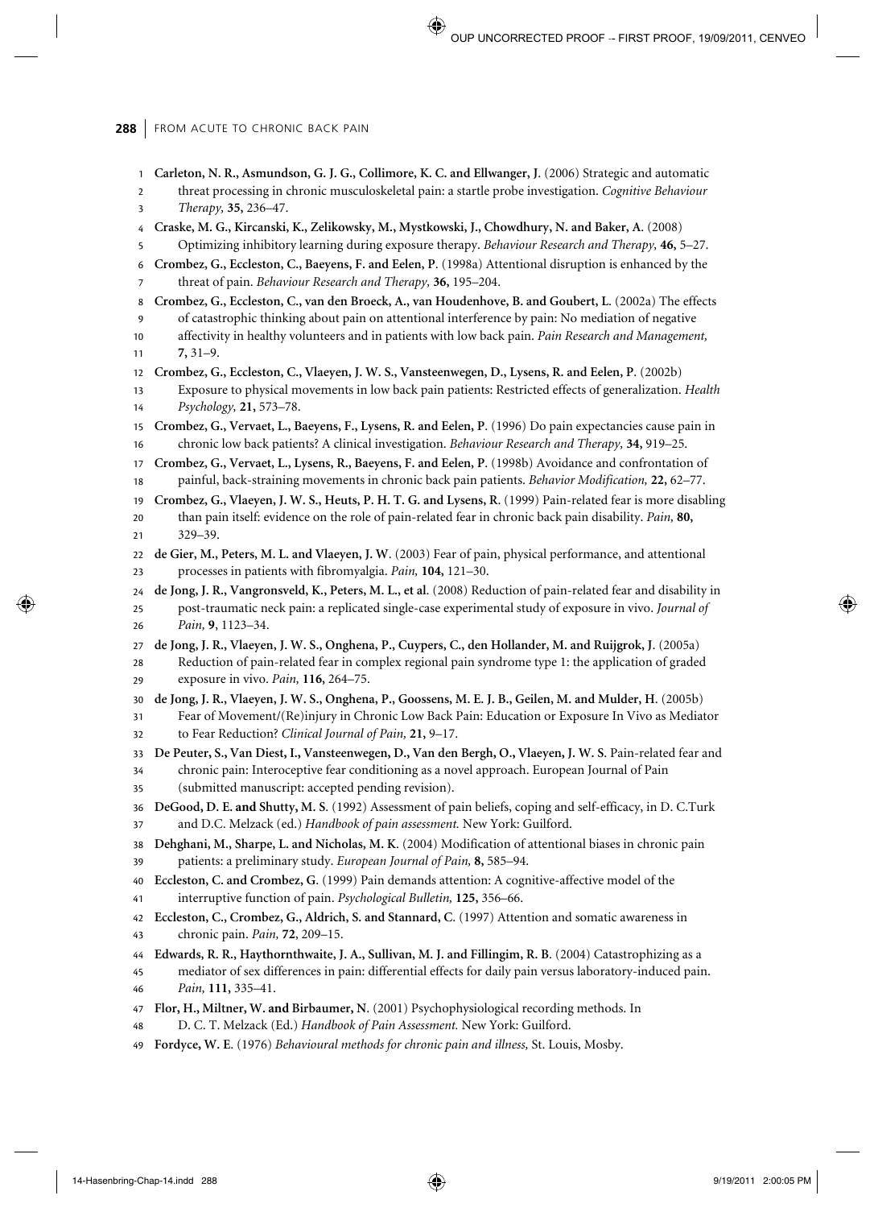**Carleton, N. R., Asmundson, G. J. G., Collimore, K. C. and Ellwanger, J.** (2006) Strategic and automatic threat processing in chronic musculoskeletal pain: a startle probe investigation. *Cognitive Behaviour Therapy,* **35,** 236–47.

**Craske, M. G., Kircanski, K., Zelikowsky, M., Mystkowski, J., Chowdhury, N. and Baker, A.** (2008) Optimizing inhibitory learning during exposure therapy. *Behaviour Research and Therapy,* **46,** 5–27.

**Crombez, G., Eccleston, C., Baeyens, F. and Eelen, P.** (1998a) Attentional disruption is enhanced by the threat of pain. *Behaviour Research and Therapy,* **36,** 195–204.

**Crombez, G., Eccleston, C., van den Broeck, A., van Houdenhove, B. and Goubert, L.** (2002a) The effects of catastrophic thinking about pain on attentional interference by pain: No mediation of negative affectivity in healthy volunteers and in patients with low back pain. *Pain Research and Management,* **7,** 31–9.

**Crombez, G., Eccleston, C., Vlaeyen, J. W. S., Vansteenwegen, D., Lysens, R. and Eelen, P.** (2002b) Exposure to physical movements in low back pain patients: Restricted effects of generalization. *Health Psychology,* **21,** 573–78.

**Crombez, G., Vervaet, L., Baeyens, F., Lysens, R. and Eelen, P.** (1996) Do pain expectancies cause pain in chronic low back patients? A clinical investigation. *Behaviour Research and Therapy,* **34,** 919–25.

**Crombez, G., Vervaet, L., Lysens, R., Baeyens, F. and Eelen, P.** (1998b) Avoidance and confrontation of painful, back-straining movements in chronic back pain patients. *Behavior Modification,* **22,** 62–77.

**Crombez, G., Vlaeyen, J. W. S., Heuts, P. H. T. G. and Lysens, R.** (1999) Pain-related fear is more disabling than pain itself: evidence on the role of pain-related fear in chronic back pain disability. *Pain,* **80,** 329–39.

**de Gier, M., Peters, M. L. and Vlaeyen, J. W.** (2003) Fear of pain, physical performance, and attentional processes in patients with fibromyalgia. *Pain,* **104,** 121–30.

**de Jong, J. R., Vangronsveld, K., Peters, M. L., et al.** (2008) Reduction of pain-related fear and disability in post-traumatic neck pain: a replicated single-case experimental study of exposure in vivo. *Journal of Pain,* **9**, 1123–34.

**de Jong, J. R., Vlaeyen, J. W. S., Onghena, P., Cuypers, C., den Hollander, M. and Ruijgrok, J.** (2005a) Reduction of pain-related fear in complex regional pain syndrome type 1: the application of graded exposure in vivo. *Pain,* **116,** 264–75.

**de Jong, J. R., Vlaeyen, J. W. S., Onghena, P., Goossens, M. E. J. B., Geilen, M. and Mulder, H.** (2005b) Fear of Movement/(Re)injury in Chronic Low Back Pain: Education or Exposure In Vivo as Mediator to Fear Reduction? *Clinical Journal of Pain,* **21,** 9–17.

**De Peuter, S., Van Diest, I., Vansteenwegen, D., Van den Bergh, O., Vlaeyen, J. W. S.** Pain-related fear and chronic pain: Interoceptive fear conditioning as a novel approach. European Journal of Pain (submitted manuscript: accepted pending revision).

**DeGood, D. E. and Shutty, M. S.** (1992) Assessment of pain beliefs, coping and self-efficacy, in D. C.Turk and D.C. Melzack (ed.) *Handbook of pain assessment.* New York: Guilford.

**Dehghani, M., Sharpe, L. and Nicholas, M. K.** (2004) Modification of attentional biases in chronic pain patients: a preliminary study. *European Journal of Pain,* **8,** 585–94.

**Eccleston, C. and Crombez, G.** (1999) Pain demands attention: A cognitive-affective model of the interruptive function of pain. *Psychological Bulletin,* **125,** 356–66.

**Eccleston, C., Crombez, G., Aldrich, S. and Stannard, C.** (1997) Attention and somatic awareness in chronic pain. *Pain,* **72**, 209–15.

**Edwards, R. R., Haythornthwaite, J. A., Sullivan, M. J. and Fillingim, R. B.** (2004) Catastrophizing as a mediator of sex differences in pain: differential effects for daily pain versus laboratory-induced pain. *Pain,* **111,** 335–41.

**Flor, H., Miltner, W. and Birbaumer, N.** (2001) Psychophysiological recording methods. In D. C. T. Melzack (Ed.) *Handbook of Pain Assessment.* New York: Guilford.

**Fordyce, W. E.** (1976) *Behavioural methods for chronic pain and illness,* St. Louis, Mosby.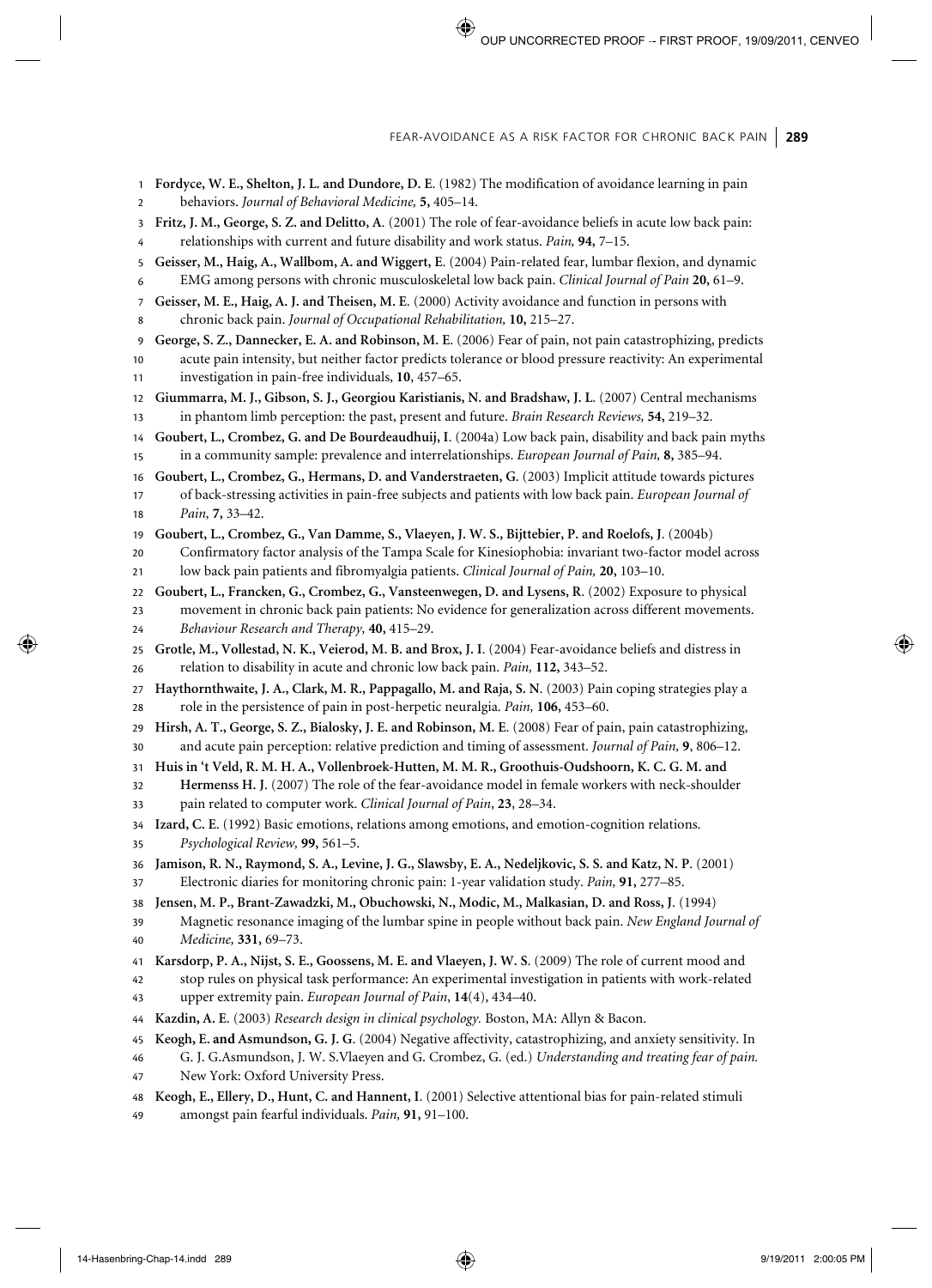**Fordyce, W. E., Shelton, J. L. and Dundore, D. E.** (1982) The modification of avoidance learning in pain behaviors. *Journal of Behavioral Medicine,* **5,** 405–14.

**Fritz, J. M., George, S. Z. and Delitto, A.** (2001) The role of fear-avoidance beliefs in acute low back pain: relationships with current and future disability and work status. *Pain,* **94,** 7–15.

**Geisser, M., Haig, A., Wallbom, A. and Wiggert, E.** (2004) Pain-related fear, lumbar flexion, and dynamic EMG among persons with chronic musculoskeletal low back pain. *Clinical Journal of Pain* **20,** 61–9.

**Geisser, M. E., Haig, A. J. and Theisen, M. E.** (2000) Activity avoidance and function in persons with chronic back pain. *Journal of Occupational Rehabilitation,* **10,** 215–27.

**George, S. Z., Dannecker, E. A. and Robinson, M. E.** (2006) Fear of pain, not pain catastrophizing, predicts acute pain intensity, but neither factor predicts tolerance or blood pressure reactivity: An experimental investigation in pain-free individuals, **10**, 457–65.

**Giummarra, M. J., Gibson, S. J., Georgiou Karistianis, N. and Bradshaw, J. L.** (2007) Central mechanisms in phantom limb perception: the past, present and future. *Brain Research Reviews,* **54,** 219–32.

**Goubert, L., Crombez, G. and De Bourdeaudhuij, I.** (2004a) Low back pain, disability and back pain myths in a community sample: prevalence and interrelationships. *European Journal of Pain,* **8,** 385–94.

**Goubert, L., Crombez, G., Hermans, D. and Vanderstraeten, G.** (2003) Implicit attitude towards pictures of back-stressing activities in pain-free subjects and patients with low back pain. *European Journal of Pain,* **7,** 33–42.

**Goubert, L., Crombez, G., Van Damme, S., Vlaeyen, J. W. S., Bijttebier, P. and Roelofs, J.** (2004b) Confirmatory factor analysis of the Tampa Scale for Kinesiophobia: invariant two-factor model across low back pain patients and fibromyalgia patients. *Clinical Journal of Pain,* **20,** 103–10.

**Goubert, L., Francken, G., Crombez, G., Vansteenwegen, D. and Lysens, R.** (2002) Exposure to physical movement in chronic back pain patients: No evidence for generalization across different movements. *Behaviour Research and Therapy,* **40,** 415–29.

**Grotle, M., Vollestad, N. K., Veierod, M. B. and Brox, J. I.** (2004) Fear-avoidance beliefs and distress in relation to disability in acute and chronic low back pain. *Pain,* **112,** 343–52.

**Haythornthwaite, J. A., Clark, M. R., Pappagallo, M. and Raja, S. N.** (2003) Pain coping strategies play a role in the persistence of pain in post-herpetic neuralgia. *Pain,* **106,** 453–60.

**Hirsh, A. T., George, S. Z., Bialosky, J. E. and Robinson, M. E.** (2008) Fear of pain, pain catastrophizing, and acute pain perception: relative prediction and timing of assessment. *Journal of Pain,* **9**, 806–12.

**Huis in 't Veld, R. M. H. A., Vollenbroek-Hutten, M. M. R., Groothuis-Oudshoorn, K. C. G. M. and Hermenss H. J.** (2007) The role of the fear-avoidance model in female workers with neck-shoulder pain related to computer work. *Clinical Journal of Pain*, **23**, 28–34.

**Izard, C. E.** (1992) Basic emotions, relations among emotions, and emotion-cognition relations. *Psychological Review,* **99,** 561–5.

**Jamison, R. N., Raymond, S. A., Levine, J. G., Slawsby, E. A., Nedeljkovic, S. S. and Katz, N. P.** (2001) Electronic diaries for monitoring chronic pain: 1-year validation study. *Pain,* **91,** 277–85.

**Jensen, M. P., Brant-Zawadzki, M., Obuchowski, N., Modic, M., Malkasian, D. and Ross, J.** (1994) Magnetic resonance imaging of the lumbar spine in people without back pain. *New England Journal of Medicine,* **331,** 69–73.

**Karsdorp, P. A., Nijst, S. E., Goossens, M. E. and Vlaeyen, J. W. S.** (2009) The role of current mood and stop rules on physical task performance: An experimental investigation in patients with work-related upper extremity pain. *European Journal of Pain*, **14**(4), 434–40.

**Kazdin, A. E.** (2003) *Research design in clinical psychology.* Boston, MA: Allyn & Bacon.

**Keogh, E. and Asmundson, G. J. G.** (2004) Negative affectivity, catastrophizing, and anxiety sensitivity. In G. J. G.Asmundson, J. W. S.Vlaeyen and G. Crombez, G. (ed.) *Understanding and treating fear of pain.* New York: Oxford University Press.

**Keogh, E., Ellery, D., Hunt, C. and Hannent, I.** (2001) Selective attentional bias for pain-related stimuli amongst pain fearful individuals. *Pain,* **91,** 91–100.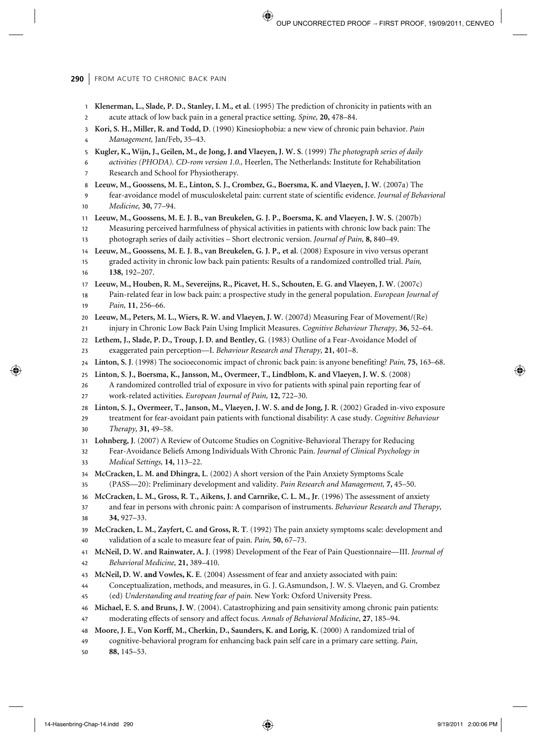**Klenerman, L., Slade, P. D., Stanley, I. M., et al.** (1995) The prediction of chronicity in patients with an acute attack of low back pain in a general practice setting. *Spine,* **20,** 478–84.

**Kori, S. H., Miller, R. and Todd, D**. (1990) Kinesiophobia: a new view of chronic pain behavior. *Pain Management,* Jan/Feb**,** 35–43.

**Kugler, K., Wijn, J., Geilen, M., de Jong, J. and Vlaeyen, J. W. S**. (1999) *The photograph series of daily activities (PHODA). CD-rom version 1.0.,* Heerlen, The Netherlands: Institute for Rehabilitation Research and School for Physiotherapy.

**Leeuw, M., Goossens, M. E., Linton, S. J., Crombez, G., Boersma, K. and Vlaeyen, J. W**. (2007a) The fear-avoidance model of musculoskeletal pain: current state of scientific evidence. *Journal of Behavioral Medicine,* **30,** 77–94.

**Leeuw, M., Goossens, M. E. J. B., van Breukelen, G. J. P., Boersma, K. and Vlaeyen, J. W. S**. (2007b) Measuring perceived harmfulness of physical activities in patients with chronic low back pain: The photograph series of daily activities – Short electronic version. *Journal of Pain,* **8,** 840–49.

**Leeuw, M., Goossens, M. E. J. B., van Breukelen, G. J. P., et al**. (2008) Exposure in vivo versus operant graded activity in chronic low back pain patients: Results of a randomized controlled trial. *Pain,* **138,** 192–207.

**Leeuw, M., Houben, R. M., Severeijns, R., Picavet, H. S., Schouten, E. G. and Vlaeyen, J. W**. (2007c) Pain-related fear in low back pain: a prospective study in the general population. *European Journal of Pain,* **11**, 256–66.

**Leeuw, M., Peters, M. L., Wiers, R. W. and Vlaeyen, J. W**. (2007d) Measuring Fear of Movement/(Re) injury in Chronic Low Back Pain Using Implicit Measures. *Cognitive Behaviour Therapy,* **36,** 52–64.

**Lethem, J., Slade, P. D., Troup, J. D. and Bentley, G**. (1983) Outline of a Fear-Avoidance Model of exaggerated pain perception—I. *Behaviour Research and Therapy,* **21,** 401–8.

**Linton, S. J**. (1998) The socioeconomic impact of chronic back pain: is anyone benefiting? *Pain,* **75,** 163–68.

**Linton, S. J., Boersma, K., Jansson, M., Overmeer, T., Lindblom, K. and Vlaeyen, J. W. S**. (2008) A randomized controlled trial of exposure in vivo for patients with spinal pain reporting fear of work-related activities. *European Journal of Pain,* **12,** 722–30.

**Linton, S. J., Overmeer, T., Janson, M., Vlaeyen, J. W. S. and de Jong, J. R**. (2002) Graded in-vivo exposure treatment for fear-avoidant pain patients with functional disability: A case study. *Cognitive Behaviour Therapy,* **31,** 49–58.

**Lohnberg, J**. (2007) A Review of Outcome Studies on Cognitive-Behavioral Therapy for Reducing Fear-Avoidance Beliefs Among Individuals With Chronic Pain. *Journal of Clinical Psychology in Medical Settings,* **14,** 113–22.

**McCracken, L. M. and Dhingra, L**. (2002) A short version of the Pain Anxiety Symptoms Scale (PASS—20): Preliminary development and validity. *Pain Research and Management,* **7,** 45–50.

**McCracken, L. M., Gross, R. T., Aikens, J. and Carnrike, C. L. M., Jr**. (1996) The assessment of anxiety and fear in persons with chronic pain: A comparison of instruments. *Behaviour Research and Therapy,* **34,** 927–33.

**McCracken, L. M., Zayfert, C. and Gross, R. T**. (1992) The pain anxiety symptoms scale: development and validation of a scale to measure fear of pain. *Pain,* **50,** 67–73.

**McNeil, D. W. and Rainwater, A. J**. (1998) Development of the Fear of Pain Questionnaire—III. *Journal of Behavioral Medicine,* **21,** 389–410.

**McNeil, D. W. and Vowles, K. E**. (2004) Assessment of fear and anxiety associated with pain: Conceptualization, methods, and measures, in G. J. G.Asmundson, J. W. S. Vlaeyen, and G. Crombez (ed) *Understanding and treating fear of pain.* New York: Oxford University Press.

**Michael, E. S. and Bruns, J. W**. (2004). Catastrophizing and pain sensitivity among chronic pain patients: moderating effects of sensory and affect focus. *Annals of Behavioral Medicine*, **27**, 185–94.

**Moore, J. E., Von Korff, M., Cherkin, D., Saunders, K. and Lorig, K**. (2000) A randomized trial of cognitive-behavioral program for enhancing back pain self care in a primary care setting. *Pain,* **88,** 145–53.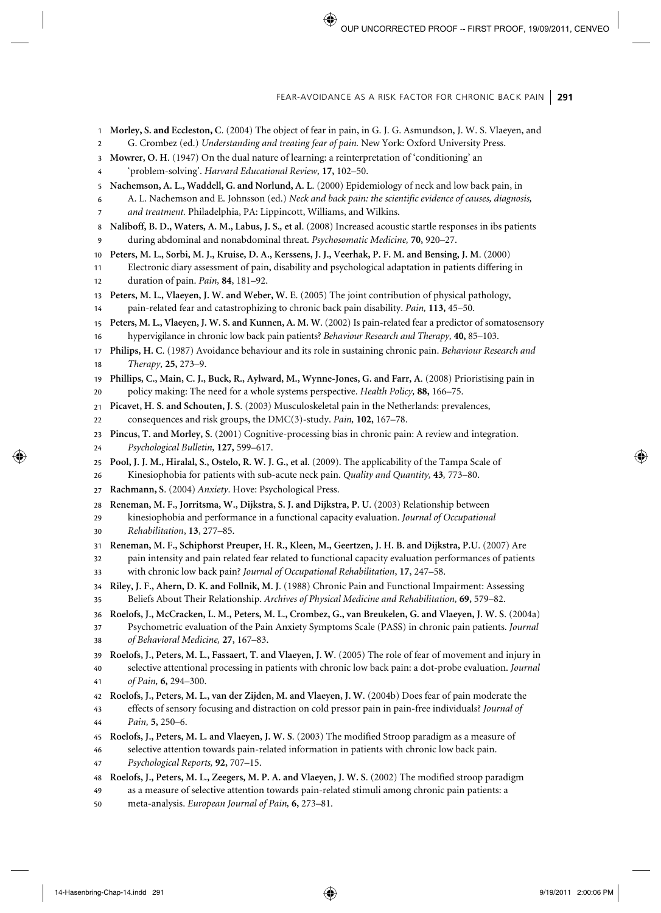**Morley, S. and Eccleston, C.** (2004) The object of fear in pain, in G. J. G. Asmundson, J. W. S. Vlaeyen, and G. Crombez (ed.) *Understanding and treating fear of pain.* New York: Oxford University Press.

**Mowrer, O. H.** (1947) On the dual nature of learning: a reinterpretation of 'conditioning' an 'problem-solving'. *Harvard Educational Review,* **17,** 102–50.

**Nachemson, A. L., Waddell, G. and Norlund, A. L.** (2000) Epidemiology of neck and low back pain, in A. L. Nachemson and E. Johnsson (ed.) *Neck and back pain: the scientific evidence of causes, diagnosis, and treatment.* Philadelphia, PA: Lippincott, Williams, and Wilkins.

**Naliboff, B. D., Waters, A. M., Labus, J. S., et al.** (2008) Increased acoustic startle responses in ibs patients during abdominal and nonabdominal threat. *Psychosomatic Medicine,* **70,** 920–27.

**Peters, M. L., Sorbi, M. J., Kruise, D. A., Kerssens, J. J., Veerhak, P. F. M. and Bensing, J. M.** (2000) Electronic diary assessment of pain, disability and psychological adaptation in patients differing in duration of pain. *Pain,* **84**, 181–92.

**Peters, M. L., Vlaeyen, J. W. and Weber, W. E.** (2005) The joint contribution of physical pathology, pain-related fear and catastrophizing to chronic back pain disability. *Pain,* **113,** 45–50.

**Peters, M. L., Vlaeyen, J. W. S. and Kunnen, A. M. W.** (2002) Is pain-related fear a predictor of somatosensory hypervigilance in chronic low back pain patients? *Behaviour Research and Therapy,* **40,** 85–103.

**Philips, H. C.** (1987) Avoidance behaviour and its role in sustaining chronic pain. *Behaviour Research and Therapy,* **25,** 273–9.

**Phillips, C., Main, C. J., Buck, R., Aylward, M., Wynne-Jones, G. and Farr, A.** (2008) Prioristising pain in policy making: The need for a whole systems perspective. *Health Policy,* **88,** 166–75.

**Picavet, H. S. and Schouten, J. S.** (2003) Musculoskeletal pain in the Netherlands: prevalences, consequences and risk groups, the DMC(3)-study. *Pain,* **102,** 167–78.

**Pincus, T. and Morley, S.** (2001) Cognitive-processing bias in chronic pain: A review and integration. *Psychological Bulletin,* **127,** 599–617.

**Pool, J. J. M., Hiralal, S., Ostelo, R. W. J. G., et al.** (2009). The applicability of the Tampa Scale of Kinesiophobia for patients with sub-acute neck pain. *Quality and Quantity,* **43**, 773–80.

**Rachmann, S.** (2004) *Anxiety*. Hove: Psychological Press.

**Reneman, M. F., Jorritsma, W., Dijkstra, S. J. and Dijkstra, P. U.** (2003) Relationship between kinesiophobia and performance in a functional capacity evaluation. *Journal of Occupational Rehabilitation*, **13**, 277–85.

**Reneman, M. F., Schiphorst Preuper, H. R., Kleen, M., Geertzen, J. H. B. and Dijkstra, P.U.** (2007) Are pain intensity and pain related fear related to functional capacity evaluation performances of patients with chronic low back pain? *Journal of Occupational Rehabilitation*, **17**, 247–58.

**Riley, J. F., Ahern, D. K. and Follnik, M. J.** (1988) Chronic Pain and Functional Impairment: Assessing Beliefs About Their Relationship. *Archives of Physical Medicine and Rehabilitation,* **69,** 579–82.

**Roelofs, J., McCracken, L. M., Peters, M. L., Crombez, G., van Breukelen, G. and Vlaeyen, J. W. S.** (2004a) Psychometric evaluation of the Pain Anxiety Symptoms Scale (PASS) in chronic pain patients. *Journal of Behavioral Medicine,* **27,** 167–83.

**Roelofs, J., Peters, M. L., Fassaert, T. and Vlaeyen, J. W.** (2005) The role of fear of movement and injury in selective attentional processing in patients with chronic low back pain: a dot-probe evaluation. *Journal of Pain,* **6,** 294–300.

**Roelofs, J., Peters, M. L., van der Zijden, M. and Vlaeyen, J. W.** (2004b) Does fear of pain moderate the effects of sensory focusing and distraction on cold pressor pain in pain-free individuals? *Journal of Pain,* **5,** 250–6.

**Roelofs, J., Peters, M. L. and Vlaeyen, J. W. S.** (2003) The modified Stroop paradigm as a measure of selective attention towards pain-related information in patients with chronic low back pain. *Psychological Reports,* **92,** 707–15.

**Roelofs, J., Peters, M. L., Zeegers, M. P. A. and Vlaeyen, J. W. S.** (2002) The modified stroop paradigm as a measure of selective attention towards pain-related stimuli among chronic pain patients: a meta-analysis. *European Journal of Pain,* **6,** 273–81.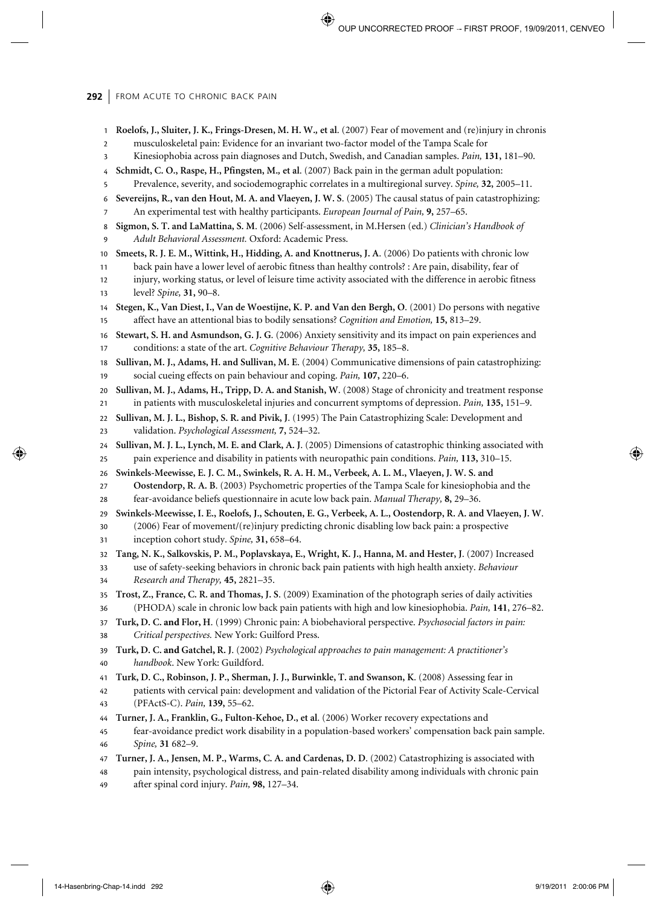**Roelofs, J., Sluiter, J. K., Frings-Dresen, M. H. W., et al.** (2007) Fear of movement and (re)injury in chronis musculoskeletal pain: Evidence for an invariant two-factor model of the Tampa Scale for Kinesiophobia across pain diagnoses and Dutch, Swedish, and Canadian samples. *Pain,* **131,** 181–90.

**Schmidt, C. O., Raspe, H., Pfingsten, M., et al.** (2007) Back pain in the german adult population: Prevalence, severity, and sociodemographic correlates in a multiregional survey. *Spine,* **32,** 2005–11.

**Severeijns, R., van den Hout, M. A. and Vlaeyen, J. W. S.** (2005) The causal status of pain catastrophizing: An experimental test with healthy participants. *European Journal of Pain,* **9,** 257–65.

**Sigmon, S. T. and LaMattina, S. M.** (2006) Self-assessment, in M.Hersen (ed.) *Clinician's Handbook of Adult Behavioral Assessment.* Oxford: Academic Press.

**Smeets, R. J. E. M., Wittink, H., Hidding, A. and Knottnerus, J. A.** (2006) Do patients with chronic low back pain have a lower level of aerobic fitness than healthy controls? : Are pain, disability, fear of injury, working status, or level of leisure time activity associated with the difference in aerobic fitness level? *Spine,* **31,** 90–8.

**Stegen, K., Van Diest, I., Van de Woestijne, K. P. and Van den Bergh, O.** (2001) Do persons with negative affect have an attentional bias to bodily sensations? *Cognition and Emotion,* **15,** 813–29.

**Stewart, S. H. and Asmundson, G. J. G.** (2006) Anxiety sensitivity and its impact on pain experiences and conditions: a state of the art. *Cognitive Behaviour Therapy,* **35,** 185–8.

**Sullivan, M. J., Adams, H. and Sullivan, M. E.** (2004) Communicative dimensions of pain catastrophizing: social cueing effects on pain behaviour and coping. *Pain,* **107,** 220–6.

**Sullivan, M. J., Adams, H., Tripp, D. A. and Stanish, W.** (2008) Stage of chronicity and treatment response in patients with musculoskeletal injuries and concurrent symptoms of depression. *Pain,* **135,** 151–9.

**Sullivan, M. J. L., Bishop, S. R. and Pivik, J.** (1995) The Pain Catastrophizing Scale: Development and validation. *Psychological Assessment,* **7,** 524–32.

**Sullivan, M. J. L., Lynch, M. E. and Clark, A. J.** (2005) Dimensions of catastrophic thinking associated with pain experience and disability in patients with neuropathic pain conditions. *Pain,* **113,** 310–15.

**Swinkels-Meewisse, E. J. C. M., Swinkels, R. A. H. M., Verbeek, A. L. M., Vlaeyen, J. W. S. and Oostendorp, R. A. B.** (2003) Psychometric properties of the Tampa Scale for kinesiophobia and the fear-avoidance beliefs questionnaire in acute low back pain. *Manual Therapy,* **8,** 29–36.

**Swinkels-Meewisse, I. E., Roelofs, J., Schouten, E. G., Verbeek, A. L., Oostendorp, R. A. and Vlaeyen, J. W.** (2006) Fear of movement/(re)injury predicting chronic disabling low back pain: a prospective inception cohort study. *Spine,* **31,** 658–64.

**Tang, N. K., Salkovskis, P. M., Poplavskaya, E., Wright, K. J., Hanna, M. and Hester, J.** (2007) Increased use of safety-seeking behaviors in chronic back pain patients with high health anxiety. *Behaviour Research and Therapy,* **45,** 2821–35.

**Trost, Z., France, C. R. and Thomas, J. S.** (2009) Examination of the photograph series of daily activities (PHODA) scale in chronic low back pain patients with high and low kinesiophobia. *Pain,* **141**, 276–82.

**Turk, D. C. and Flor, H.** (1999) Chronic pain: A biobehavioral perspective. *Psychosocial factors in pain: Critical perspectives.* New York: Guilford Press.

**Turk, D. C. and Gatchel, R. J.** (2002) *Psychological approaches to pain management: A practitioner's handbook*. New York: Guildford.

**Turk, D. C., Robinson, J. P., Sherman, J. J., Burwinkle, T. and Swanson, K.** (2008) Assessing fear in patients with cervical pain: development and validation of the Pictorial Fear of Activity Scale-Cervical (PFActS-C). *Pain,* **139,** 55–62.

**Turner, J. A., Franklin, G., Fulton-Kehoe, D., et al.** (2006) Worker recovery expectations and fear-avoidance predict work disability in a population-based workers' compensation back pain sample. *Spine,* **31** 682–9.

**Turner, J. A., Jensen, M. P., Warms, C. A. and Cardenas, D. D.** (2002) Catastrophizing is associated with pain intensity, psychological distress, and pain-related disability among individuals with chronic pain after spinal cord injury. *Pain,* **98,** 127–34.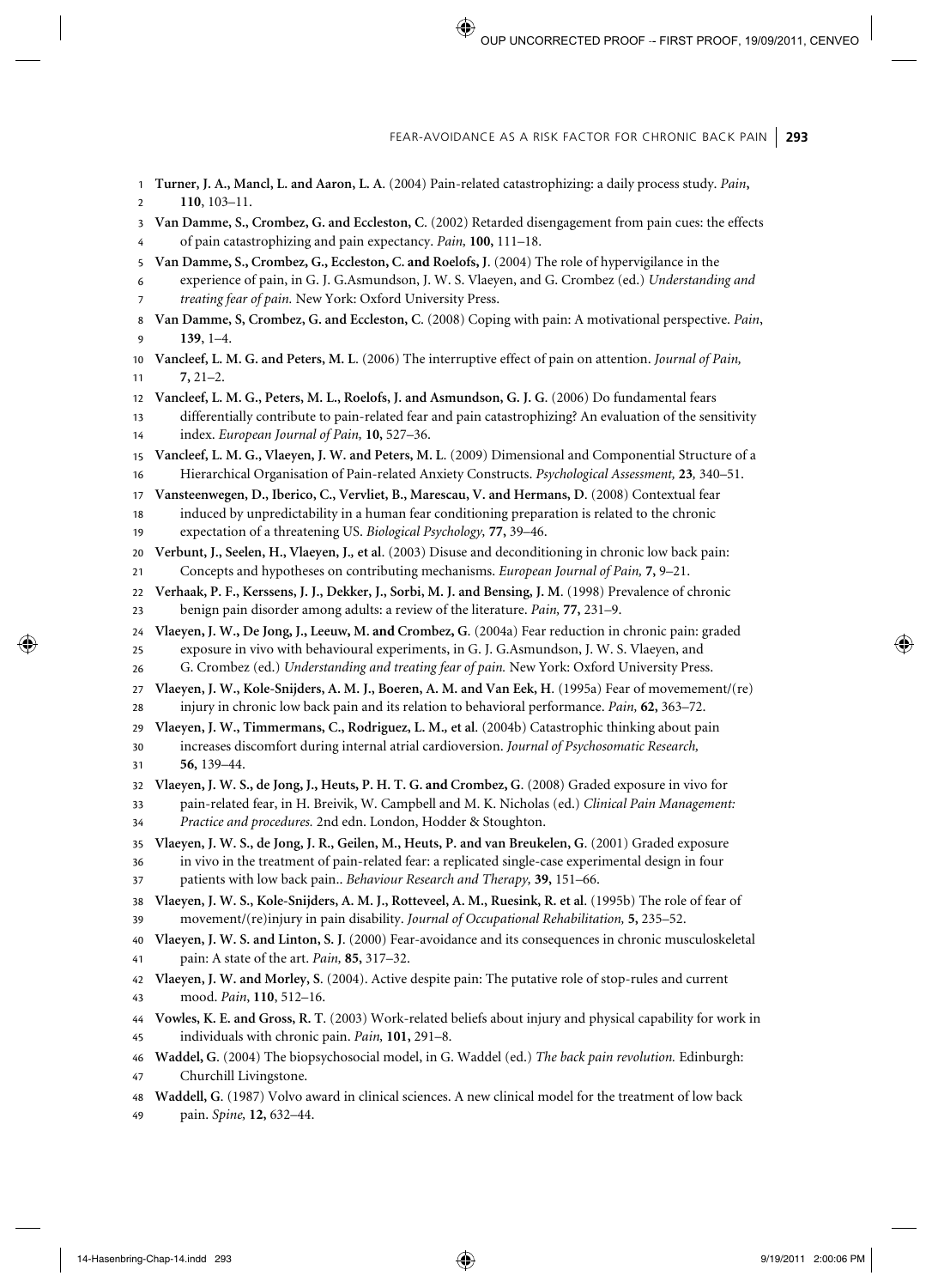**Turner, J. A., Mancl, L. and Aaron, L. A.** (2004) Pain-related catastrophizing: a daily process study. *Pain*, **110**, 103–11.

**Van Damme, S., Crombez, G. and Eccleston, C.** (2002) Retarded disengagement from pain cues: the effects of pain catastrophizing and pain expectancy. *Pain,* **100,** 111–18.

**Van Damme, S., Crombez, G., Eccleston, C. and Roelofs, J.** (2004) The role of hypervigilance in the experience of pain, in G. J. G.Asmundson, J. W. S. Vlaeyen, and G. Crombez (ed.) *Understanding and treating fear of pain.* New York: Oxford University Press.

**Van Damme, S, Crombez, G. and Eccleston, C.** (2008) Coping with pain: A motivational perspective. *Pain*, **139**, 1–4.

**Vancleef, L. M. G. and Peters, M. L.** (2006) The interruptive effect of pain on attention. *Journal of Pain,* **7,** 21–2.

**Vancleef, L. M. G., Peters, M. L., Roelofs, J. and Asmundson, G. J. G.** (2006) Do fundamental fears differentially contribute to pain-related fear and pain catastrophizing? An evaluation of the sensitivity index. *European Journal of Pain,* **10,** 527–36.

**Vancleef, L. M. G., Vlaeyen, J. W. and Peters, M. L.** (2009) Dimensional and Componential Structure of a Hierarchical Organisation of Pain-related Anxiety Constructs. *Psychological Assessment,* **23***,* 340–51.

**Vansteenwegen, D., Iberico, C., Vervliet, B., Marescau, V. and Hermans, D.** (2008) Contextual fear induced by unpredictability in a human fear conditioning preparation is related to the chronic expectation of a threatening US. *Biological Psychology,* **77,** 39–46.

**Verbunt, J., Seelen, H., Vlaeyen, J.***,* **et al.** (2003) Disuse and deconditioning in chronic low back pain: Concepts and hypotheses on contributing mechanisms. *European Journal of Pain,* **7,** 9–21.

**Verhaak, P. F., Kerssens, J. J., Dekker, J., Sorbi, M. J. and Bensing, J. M.** (1998) Prevalence of chronic benign pain disorder among adults: a review of the literature. *Pain,* **77,** 231–9.

**Vlaeyen, J. W., De Jong, J., Leeuw, M. and Crombez, G.** (2004a) Fear reduction in chronic pain: graded exposure in vivo with behavioural experiments, in G. J. G.Asmundson, J. W. S. Vlaeyen, and G. Crombez (ed.) *Understanding and treating fear of pain.* New York: Oxford University Press.

**Vlaeyen, J. W., Kole-Snijders, A. M. J., Boeren, A. M. and Van Eek, H.** (1995a) Fear of movemement/(re) injury in chronic low back pain and its relation to behavioral performance. *Pain,* **62,** 363–72.

**Vlaeyen, J. W., Timmermans, C., Rodriguez, L. M.***,* **et al.** (2004b) Catastrophic thinking about pain increases discomfort during internal atrial cardioversion. *Journal of Psychosomatic Research,* **56,** 139–44.

**Vlaeyen, J. W. S., de Jong, J., Heuts, P. H. T. G. and Crombez, G.** (2008) Graded exposure in vivo for pain-related fear, in H. Breivik, W. Campbell and M. K. Nicholas (ed.) *Clinical Pain Management: Practice and procedures.* 2nd edn. London, Hodder & Stoughton.

**Vlaeyen, J. W. S., de Jong, J. R., Geilen, M., Heuts, P. and van Breukelen, G.** (2001) Graded exposure in vivo in the treatment of pain-related fear: a replicated single-case experimental design in four patients with low back pain.. *Behaviour Research and Therapy,* **39,** 151–66.

**Vlaeyen, J. W. S., Kole-Snijders, A. M. J., Rotteveel, A. M., Ruesink, R. et al.** (1995b) The role of fear of movement/(re)injury in pain disability. *Journal of Occupational Rehabilitation,* **5,** 235–52.

**Vlaeyen, J. W. S. and Linton, S. J.** (2000) Fear-avoidance and its consequences in chronic musculoskeletal pain: A state of the art. *Pain,* **85,** 317–32.

**Vlaeyen, J. W. and Morley, S.** (2004). Active despite pain: The putative role of stop-rules and current mood. *Pain*, **110**, 512–16.

**Vowles, K. E. and Gross, R. T.** (2003) Work-related beliefs about injury and physical capability for work in individuals with chronic pain. *Pain,* **101,** 291–8.

**Waddel, G.** (2004) The biopsychosocial model, in G. Waddel (ed.) *The back pain revolution.* Edinburgh: Churchill Livingstone.

**Waddell, G.** (1987) Volvo award in clinical sciences. A new clinical model for the treatment of low back pain. *Spine,* **12,** 632–44.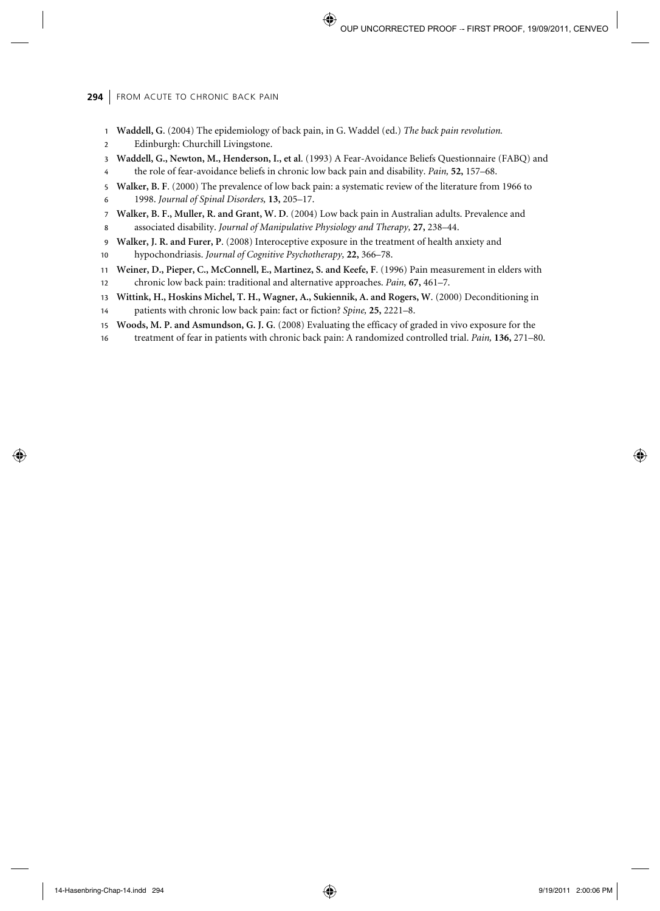**Waddell, G.** (2004) The epidemiology of back pain, in G. Waddel (ed.) *The back pain revolution.* Edinburgh: Churchill Livingstone.

**Waddell, G., Newton, M., Henderson, I., et al.** (1993) A Fear-Avoidance Beliefs Questionnaire (FABQ) and the role of fear-avoidance beliefs in chronic low back pain and disability. *Pain,* **52,** 157–68.

**Walker, B. F.** (2000) The prevalence of low back pain: a systematic review of the literature from 1966 to 1998. *Journal of Spinal Disorders,* **13,** 205–17.

**Walker, B. F., Muller, R. and Grant, W. D.** (2004) Low back pain in Australian adults. Prevalence and associated disability. *Journal of Manipulative Physiology and Therapy,* **27,** 238–44.

**Walker, J. R. and Furer, P.** (2008) Interoceptive exposure in the treatment of health anxiety and hypochondriasis. *Journal of Cognitive Psychotherapy,* **22,** 366–78.

**Weiner, D., Pieper, C., McConnell, E., Martinez, S. and Keefe, F.** (1996) Pain measurement in elders with chronic low back pain: traditional and alternative approaches. *Pain,* **67,** 461–7.

**Wittink, H., Hoskins Michel, T. H., Wagner, A., Sukiennik, A. and Rogers, W.** (2000) Deconditioning in patients with chronic low back pain: fact or fiction? *Spine,* **25,** 2221–8.

**Woods, M. P. and Asmundson, G. J. G.** (2008) Evaluating the efficacy of graded in vivo exposure for the treatment of fear in patients with chronic back pain: A randomized controlled trial. *Pain,* **136,** 271–80.